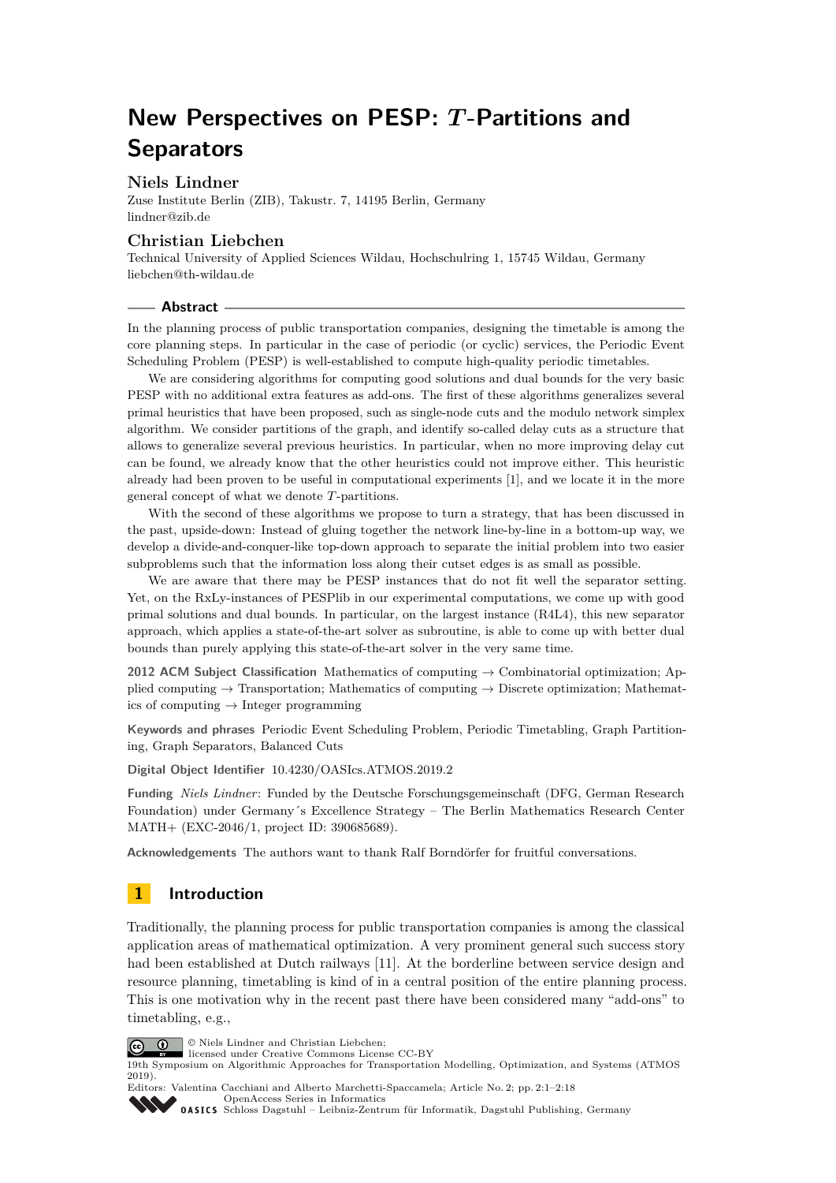# New Perspectives on PESP: $T$-Partitions and Separators

**Niels Lindner**
Zuse Institute Berlin (ZIB), Takustr. 7, 14195 Berlin, Germany
lindner@zib.de

**Christian Liebchen**
Technical University of Applied Sciences Wildau, Hochschulring 1, 15745 Wildau, Germany
liebchen@th-wildau.de

## Abstract

In the planning process of public transportation companies, designing the timetable is among the core planning steps. In particular in the case of periodic (or cyclic) services, the Periodic Event Scheduling Problem (PESP) is well-established to compute high-quality periodic timetables.

We are considering algorithms for computing good solutions and dual bounds for the very basic PESP with no additional extra features as add-ons. The first of these algorithms generalizes several primal heuristics that have been proposed, such as single-node cuts and the modulo network simplex algorithm. We consider partitions of the graph, and identify so-called delay cuts as a structure that allows to generalize several previous heuristics. In particular, when no more improving delay cut can be found, we already know that the other heuristics could not improve either. This heuristic already had been proven to be useful in computational experiments [1], and we locate it in the more general concept of what we denote $T$-partitions.

With the second of these algorithms we propose to turn a strategy, that has been discussed in the past, upside-down: Instead of gluing together the network line-by-line in a bottom-up way, we develop a divide-and-conquer-like top-down approach to separate the initial problem into two easier subproblems such that the information loss along their cutset edges is as small as possible.

We are aware that there may be PESP instances that do not fit well the separator setting. Yet, on the RxLy-instances of PESPlib in our experimental computations, we come up with good primal solutions and dual bounds. In particular, on the largest instance (R4L4), this new separator approach, which applies a state-of-the-art solver as subroutine, is able to come up with better dual bounds than purely applying this state-of-the-art solver in the very same time.

**2012 ACM Subject Classification** Mathematics of computing → Combinatorial optimization; Applied computing → Transportation; Mathematics of computing → Discrete optimization; Mathematics of computing → Integer programming

**Keywords and phrases** Periodic Event Scheduling Problem, Periodic Timetabling, Graph Partitioning, Graph Separators, Balanced Cuts

**Digital Object Identifier** 10.4230/OASIcs.ATMOS.2019.2

**Funding** *Niels Lindner*: Funded by the Deutsche Forschungsgemeinschaft (DFG, German Research Foundation) under Germany´s Excellence Strategy – The Berlin Mathematics Research Center MATH+ (EXC-2046/1, project ID: 390685689).

**Acknowledgements** The authors want to thank Ralf Borndörfer for fruitful conversations.

## 1 Introduction

Traditionally, the planning process for public transportation companies is among the classical application areas of mathematical optimization. A very prominent general such success story had been established at Dutch railways [11]. At the borderline between service design and resource planning, timetabling is kind of in a central position of the entire planning process. This is one motivation why in the recent past there have been considered many "add-ons" to timetabling, e.g.,

© Niels Lindner and Christian Liebchen;
licensed under Creative Commons License CC-BY
19th Symposium on Algorithmic Approaches for Transportation Modelling, Optimization, and Systems (ATMOS 2019).
Editors: Valentina Cacchiani and Alberto Marchetti-Spaccamela; Article No. 2; pp. 2:1–2:18
OpenAccess Series in Informatics
Schloss Dagstuhl – Leibniz-Zentrum für Informatik, Dagstuhl Publishing, Germany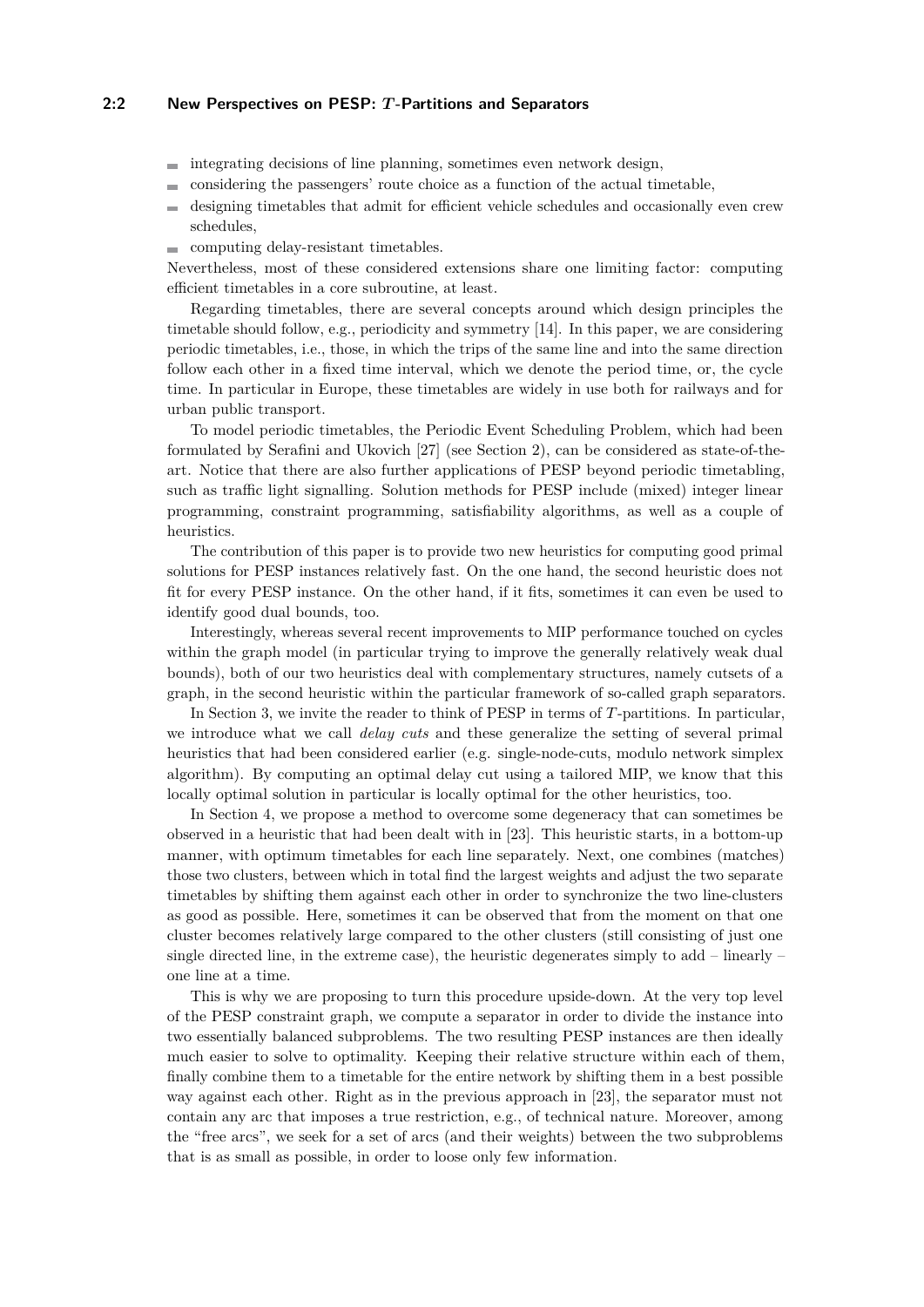- integrating decisions of line planning, sometimes even network design,
- considering the passengers' route choice as a function of the actual timetable,
- designing timetables that admit for efficient vehicle schedules and occasionally even crew schedules,
- computing delay-resistant timetables.

Nevertheless, most of these considered extensions share one limiting factor: computing efficient timetables in a core subroutine, at least.

Regarding timetables, there are several concepts around which design principles the timetable should follow, e.g., periodicity and symmetry [14]. In this paper, we are considering periodic timetables, i.e., those, in which the trips of the same line and into the same direction follow each other in a fixed time interval, which we denote the period time, or, the cycle time. In particular in Europe, these timetables are widely in use both for railways and for urban public transport.

To model periodic timetables, the Periodic Event Scheduling Problem, which had been formulated by Serafini and Ukovich [27] (see Section 2), can be considered as state-of-the-art. Notice that there are also further applications of PESP beyond periodic timetabling, such as traffic light signalling. Solution methods for PESP include (mixed) integer linear programming, constraint programming, satisfiability algorithms, as well as a couple of heuristics.

The contribution of this paper is to provide two new heuristics for computing good primal solutions for PESP instances relatively fast. On the one hand, the second heuristic does not fit for every PESP instance. On the other hand, if it fits, sometimes it can even be used to identify good dual bounds, too.

Interestingly, whereas several recent improvements to MIP performance touched on cycles within the graph model (in particular trying to improve the generally relatively weak dual bounds), both of our two heuristics deal with complementary structures, namely cutsets of a graph, in the second heuristic within the particular framework of so-called graph separators.

In Section 3, we invite the reader to think of PESP in terms of $T$-partitions. In particular, we introduce what we call *delay cuts* and these generalize the setting of several primal heuristics that had been considered earlier (e.g. single-node-cuts, modulo network simplex algorithm). By computing an optimal delay cut using a tailored MIP, we know that this locally optimal solution in particular is locally optimal for the other heuristics, too.

In Section 4, we propose a method to overcome some degeneracy that can sometimes be observed in a heuristic that had been dealt with in [23]. This heuristic starts, in a bottom-up manner, with optimum timetables for each line separately. Next, one combines (matches) those two clusters, between which in total find the largest weights and adjust the two separate timetables by shifting them against each other in order to synchronize the two line-clusters as good as possible. Here, sometimes it can be observed that from the moment on that one cluster becomes relatively large compared to the other clusters (still consisting of just one single directed line, in the extreme case), the heuristic degenerates simply to add – linearly – one line at a time.

This is why we are proposing to turn this procedure upside-down. At the very top level of the PESP constraint graph, we compute a separator in order to divide the instance into two essentially balanced subproblems. The two resulting PESP instances are then ideally much easier to solve to optimality. Keeping their relative structure within each of them, finally combine them to a timetable for the entire network by shifting them in a best possible way against each other. Right as in the previous approach in [23], the separator must not contain any arc that imposes a true restriction, e.g., of technical nature. Moreover, among the "free arcs", we seek for a set of arcs (and their weights) between the two subproblems that is as small as possible, in order to loose only few information.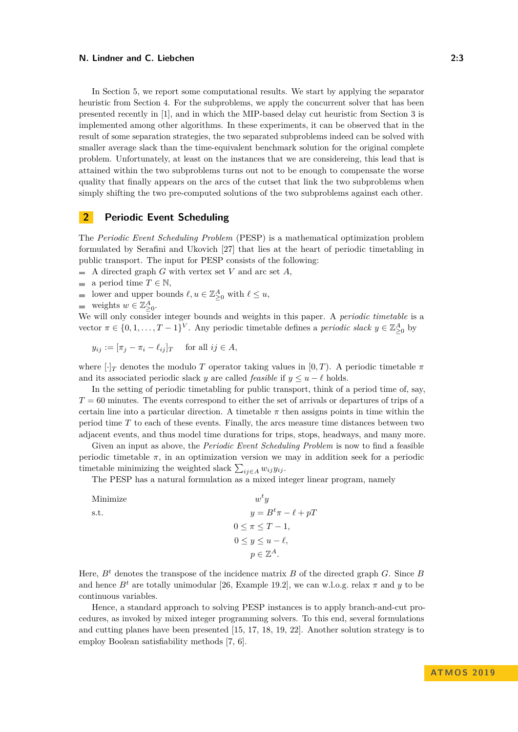In Section 5, we report some computational results. We start by applying the separator heuristic from Section 4. For the subproblems, we apply the concurrent solver that has been presented recently in [1], and in which the MIP-based delay cut heuristic from Section 3 is implemented among other algorithms. In these experiments, it can be observed that in the result of some separation strategies, the two separated subproblems indeed can be solved with smaller average slack than the time-equivalent benchmark solution for the original complete problem. Unfortunately, at least on the instances that we are considereing, this lead that is attained within the two subproblems turns out not to be enough to compensate the worse quality that finally appears on the arcs of the cutset that link the two subproblems when simply shifting the two pre-computed solutions of the two subproblems against each other.

## 2 Periodic Event Scheduling

The *Periodic Event Scheduling Problem* (PESP) is a mathematical optimization problem formulated by Serafini and Ukovich [27] that lies at the heart of periodic timetabling in public transport. The input for PESP consists of the following:

- A directed graph $G$ with vertex set $V$ and arc set $A$,
- a period time $T \in \mathbb{N}$,
- lower and upper bounds $\ell, u \in \mathbb{Z}^A_{\geq 0}$ with $\ell \leq u$,
- weights $w \in \mathbb{Z}^A_{\geq 0}$.

We will only consider integer bounds and weights in this paper. A *periodic timetable* is a vector $\pi \in \{0, 1, \ldots, T-1\}^V$. Any periodic timetable defines a *periodic slack* $y \in \mathbb{Z}^A_{\geq 0}$ by

$$y_{ij} := [\pi_j - \pi_i - \ell_{ij}]_T \quad \text{for all } ij \in A,$$

where $[\cdot]_T$ denotes the modulo $T$ operator taking values in $[0, T)$. A periodic timetable $\pi$ and its associated periodic slack $y$ are called *feasible* if $y \leq u - \ell$ holds.

In the setting of periodic timetabling for public transport, think of a period time of, say, $T = 60$ minutes. The events correspond to either the set of arrivals or departures of trips of a certain line into a particular direction. A timetable $\pi$ then assigns points in time within the period time $T$ to each of these events. Finally, the arcs measure time distances between two adjacent events, and thus model time durations for trips, stops, headways, and many more.

Given an input as above, the *Periodic Event Scheduling Problem* is now to find a feasible periodic timetable $\pi$, in an optimization version we may in addition seek for a periodic timetable minimizing the weighted slack $\sum_{ij \in A} w_{ij} y_{ij}$.

The PESP has a natural formulation as a mixed integer linear program, namely

$$
\begin{aligned}
\text{Minimize} \quad & w^t y \\
\text{s.t.} \quad & y = B^t \pi - \ell + pT \\
& 0 \leq \pi \leq T - 1, \\
& 0 \leq y \leq u - \ell, \\
& p \in \mathbb{Z}^A.
\end{aligned}
$$

Here, $B^t$ denotes the transpose of the incidence matrix $B$ of the directed graph $G$. Since $B$ and hence $B^t$ are totally unimodular [26, Example 19.2], we can w.l.o.g. relax $\pi$ and $y$ to be continuous variables.

Hence, a standard approach to solving PESP instances is to apply branch-and-cut procedures, as invoked by mixed integer programming solvers. To this end, several formulations and cutting planes have been presented [15, 17, 18, 19, 22]. Another solution strategy is to employ Boolean satisfiability methods [7, 6].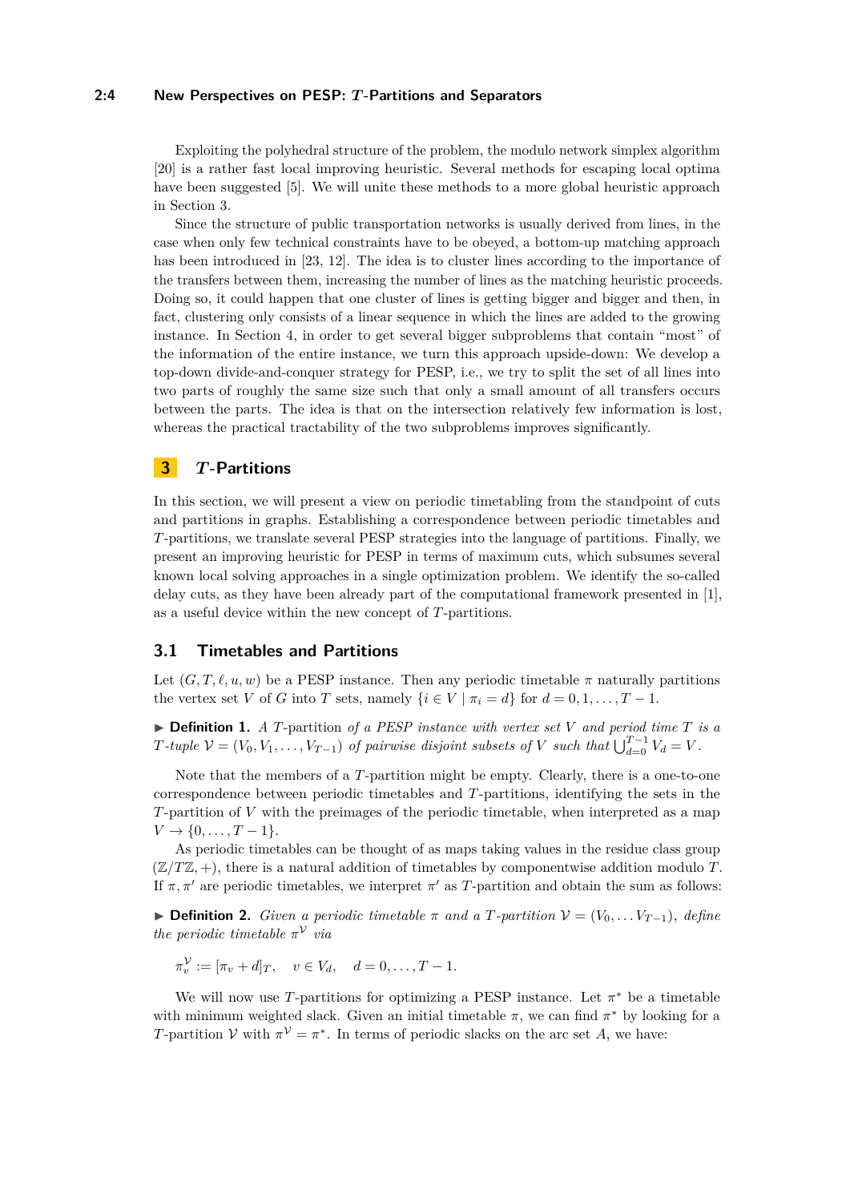Exploiting the polyhedral structure of the problem, the modulo network simplex algorithm [20] is a rather fast local improving heuristic. Several methods for escaping local optima have been suggested [5]. We will unite these methods to a more global heuristic approach in Section 3.

Since the structure of public transportation networks is usually derived from lines, in the case when only few technical constraints have to be obeyed, a bottom-up matching approach has been introduced in [23, 12]. The idea is to cluster lines according to the importance of the transfers between them, increasing the number of lines as the matching heuristic proceeds. Doing so, it could happen that one cluster of lines is getting bigger and bigger and then, in fact, clustering only consists of a linear sequence in which the lines are added to the growing instance. In Section 4, in order to get several bigger subproblems that contain "most" of the information of the entire instance, we turn this approach upside-down: We develop a top-down divide-and-conquer strategy for PESP, i.e., we try to split the set of all lines into two parts of roughly the same size such that only a small amount of all transfers occurs between the parts. The idea is that on the intersection relatively few information is lost, whereas the practical tractability of the two subproblems improves significantly.

## 3 $T$-Partitions

In this section, we will present a view on periodic timetabling from the standpoint of cuts and partitions in graphs. Establishing a correspondence between periodic timetables and $T$-partitions, we translate several PESP strategies into the language of partitions. Finally, we present an improving heuristic for PESP in terms of maximum cuts, which subsumes several known local solving approaches in a single optimization problem. We identify the so-called delay cuts, as they have been already part of the computational framework presented in [1], as a useful device within the new concept of $T$-partitions.

### 3.1 Timetables and Partitions

Let $(G, T, \ell, u, w)$ be a PESP instance. Then any periodic timetable $\pi$ naturally partitions the vertex set $V$ of $G$ into $T$ sets, namely $\{i \in V \mid \pi_i = d\}$ for $d = 0, 1, \ldots, T-1$.

▶ **Definition 1.** *A $T$-partition of a PESP instance with vertex set $V$ and period time $T$ is a $T$-tuple $\mathcal{V} = (V_0, V_1, \ldots, V_{T-1})$ of pairwise disjoint subsets of $V$ such that $\bigcup_{d=0}^{T-1} V_d = V$.*

Note that the members of a $T$-partition might be empty. Clearly, there is a one-to-one correspondence between periodic timetables and $T$-partitions, identifying the sets in the $T$-partition of $V$ with the preimages of the periodic timetable, when interpreted as a map $V \to \{0, \ldots, T-1\}$.

As periodic timetables can be thought of as maps taking values in the residue class group $(\mathbb{Z}/T\mathbb{Z}, +)$, there is a natural addition of timetables by componentwise addition modulo $T$. If $\pi, \pi'$ are periodic timetables, we interpret $\pi'$ as $T$-partition and obtain the sum as follows:

▶ **Definition 2.** *Given a periodic timetable $\pi$ and a $T$-partition $\mathcal{V} = (V_0, \ldots V_{T-1})$, define the periodic timetable $\pi^{\mathcal{V}}$ via*

$$\pi^{\mathcal{V}}_v := [\pi_v + d]_T, \quad v \in V_d, \quad d = 0, \ldots, T-1.$$

We will now use $T$-partitions for optimizing a PESP instance. Let $\pi^*$ be a timetable with minimum weighted slack. Given an initial timetable $\pi$, we can find $\pi^*$ by looking for a $T$-partition $\mathcal{V}$ with $\pi^{\mathcal{V}} = \pi^*$. In terms of periodic slacks on the arc set $A$, we have: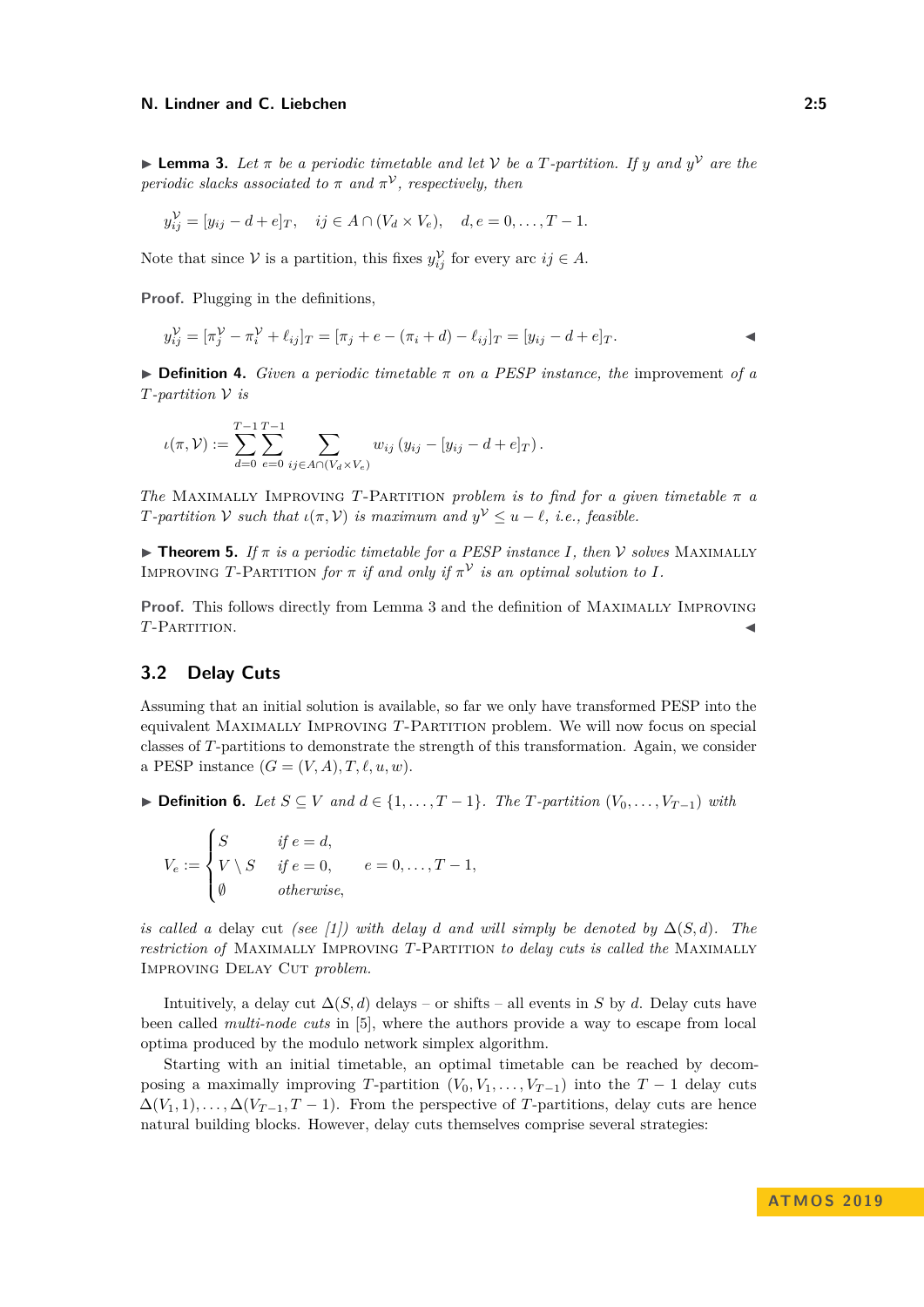▶ **Lemma 3.** *Let $\pi$ be a periodic timetable and let $\mathcal{V}$ be a $T$-partition. If $y$ and $y^{\mathcal{V}}$ are the periodic slacks associated to $\pi$ and $\pi^{\mathcal{V}}$, respectively, then*

$$y^{\mathcal{V}}_{ij} = [y_{ij} - d + e]_T, \quad ij \in A \cap (V_d \times V_e), \quad d, e = 0, \dots, T-1.$$

Note that since $\mathcal{V}$ is a partition, this fixes $y^{\mathcal{V}}_{ij}$ for every arc $ij \in A$.

**Proof.** Plugging in the definitions,

$$y^{\mathcal{V}}_{ij} = [\pi^{\mathcal{V}}_j - \pi^{\mathcal{V}}_i + \ell_{ij}]_T = [\pi_j + e - (\pi_i + d) - \ell_{ij}]_T = [y_{ij} - d + e]_T. \qquad \blacktriangleleft$$

▶ **Definition 4.** *Given a periodic timetable $\pi$ on a PESP instance, the* improvement *of a $T$-partition $\mathcal{V}$ is*

$$\iota(\pi, \mathcal{V}) := \sum_{d=0}^{T-1} \sum_{e=0}^{T-1} \sum_{ij \in A \cap (V_d \times V_e)} w_{ij} \left( y_{ij} - [y_{ij} - d + e]_T \right).$$

*The* Maximally Improving $T$-Partition *problem is to find for a given timetable $\pi$ a $T$-partition $\mathcal{V}$ such that $\iota(\pi, \mathcal{V})$ is maximum and $y^{\mathcal{V}} \leq u - \ell$, i.e., feasible.*

▶ **Theorem 5.** *If $\pi$ is a periodic timetable for a PESP instance $I$, then $\mathcal{V}$ solves* Maximally Improving $T$-Partition *for $\pi$ if and only if $\pi^{\mathcal{V}}$ is an optimal solution to $I$.*

**Proof.** This follows directly from Lemma 3 and the definition of Maximally Improving $T$-Partition. ◀

## 3.2 Delay Cuts

Assuming that an initial solution is available, so far we only have transformed PESP into the equivalent Maximally Improving $T$-Partition problem. We will now focus on special classes of $T$-partitions to demonstrate the strength of this transformation. Again, we consider a PESP instance $(G = (V, A), T, \ell, u, w)$.

▶ **Definition 6.** *Let $S \subseteq V$ and $d \in \{1, \dots, T-1\}$. The $T$-partition $(V_0, \dots, V_{T-1})$ with*

$$V_e := \begin{cases} S & \text{if } e = d, \\ V \setminus S & \text{if } e = 0, \\ \emptyset & \text{otherwise}, \end{cases} \qquad e = 0, \dots, T-1,$$

*is called a* delay cut *(see [1]) with delay $d$ and will simply be denoted by $\Delta(S, d)$. The restriction of* Maximally Improving $T$-Partition *to delay cuts is called the* Maximally Improving Delay Cut *problem.*

Intuitively, a delay cut $\Delta(S, d)$ delays – or shifts – all events in $S$ by $d$. Delay cuts have been called *multi-node cuts* in [5], where the authors provide a way to escape from local optima produced by the modulo network simplex algorithm.

Starting with an initial timetable, an optimal timetable can be reached by decomposing a maximally improving $T$-partition $(V_0, V_1, \dots, V_{T-1})$ into the $T-1$ delay cuts $\Delta(V_1, 1), \dots, \Delta(V_{T-1}, T-1)$. From the perspective of $T$-partitions, delay cuts are hence natural building blocks. However, delay cuts themselves comprise several strategies: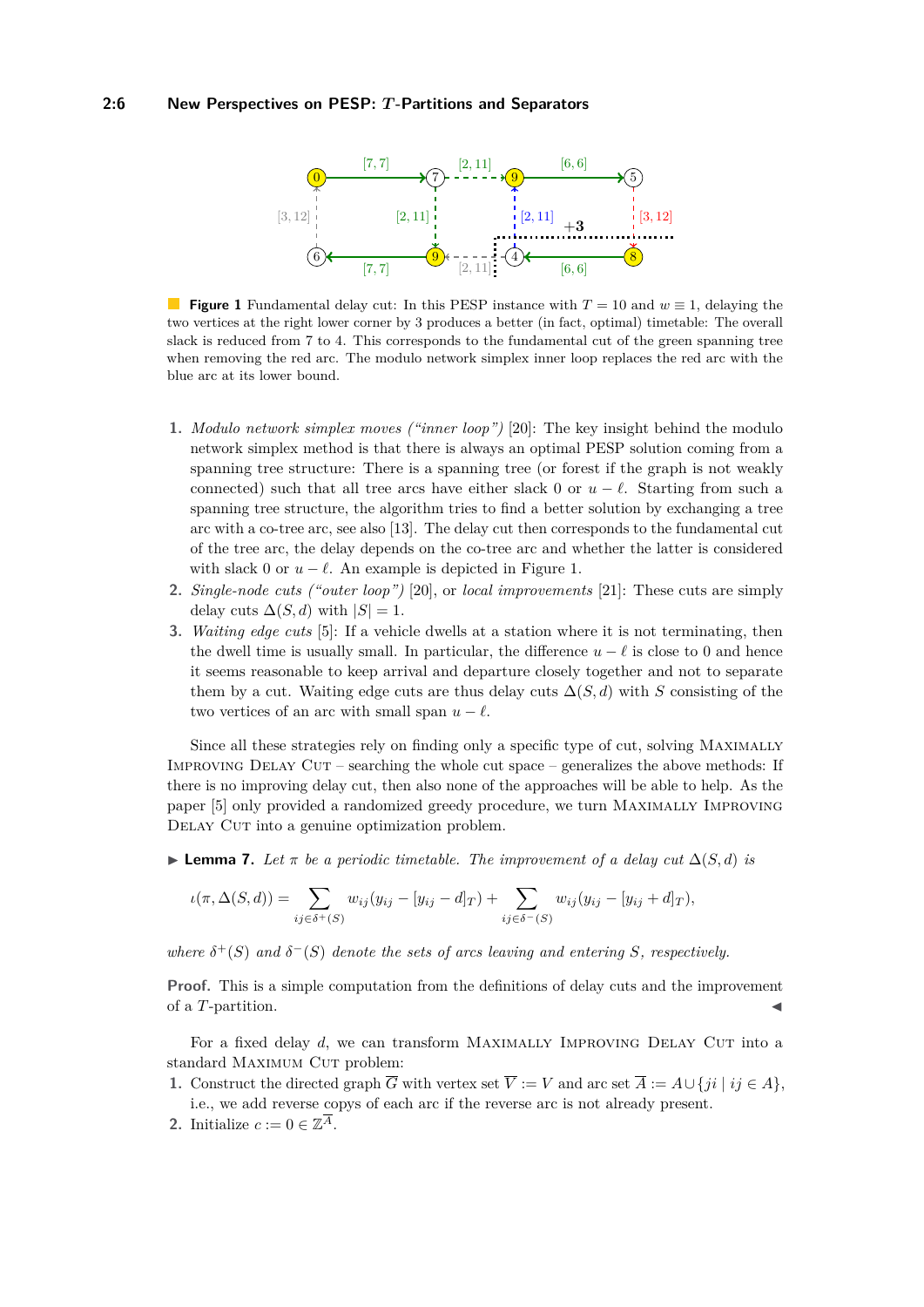**Figure 1** Fundamental delay cut: In this PESP instance with $T = 10$ and $w \equiv 1$, delaying the two vertices at the right lower corner by 3 produces a better (in fact, optimal) timetable: The overall slack is reduced from 7 to 4. This corresponds to the fundamental cut of the green spanning tree when removing the red arc. The modulo network simplex inner loop replaces the red arc with the blue arc at its lower bound.

1. *Modulo network simplex moves ("inner loop")* [20]: The key insight behind the modulo network simplex method is that there is always an optimal PESP solution coming from a spanning tree structure: There is a spanning tree (or forest if the graph is not weakly connected) such that all tree arcs have either slack 0 or $u - \ell$. Starting from such a spanning tree structure, the algorithm tries to find a better solution by exchanging a tree arc with a co-tree arc, see also [13]. The delay cut then corresponds to the fundamental cut of the tree arc, the delay depends on the co-tree arc and whether the latter is considered with slack 0 or $u - \ell$. An example is depicted in Figure 1.
2. *Single-node cuts ("outer loop")* [20], or *local improvements* [21]: These cuts are simply delay cuts $\Delta(S, d)$ with $|S| = 1$.
3. *Waiting edge cuts* [5]: If a vehicle dwells at a station where it is not terminating, then the dwell time is usually small. In particular, the difference $u - \ell$ is close to 0 and hence it seems reasonable to keep arrival and departure closely together and not to separate them by a cut. Waiting edge cuts are thus delay cuts $\Delta(S, d)$ with $S$ consisting of the two vertices of an arc with small span $u - \ell$.

Since all these strategies rely on finding only a specific type of cut, solving Maximally Improving Delay Cut – searching the whole cut space – generalizes the above methods: If there is no improving delay cut, then also none of the approaches will be able to help. As the paper [5] only provided a randomized greedy procedure, we turn Maximally Improving Delay Cut into a genuine optimization problem.

▶ **Lemma 7.** *Let $\pi$ be a periodic timetable. The improvement of a delay cut $\Delta(S, d)$ is*

$$\iota(\pi, \Delta(S, d)) = \sum_{ij \in \delta^+(S)} w_{ij}(y_{ij} - [y_{ij} - d]_T) + \sum_{ij \in \delta^-(S)} w_{ij}(y_{ij} - [y_{ij} + d]_T),$$

*where $\delta^+(S)$ and $\delta^-(S)$ denote the sets of arcs leaving and entering $S$, respectively.*

**Proof.** This is a simple computation from the definitions of delay cuts and the improvement of a $T$-partition. ◀

For a fixed delay $d$, we can transform Maximally Improving Delay Cut into a standard Maximum Cut problem:

1. Construct the directed graph $\overline{G}$ with vertex set $\overline{V} := V$ and arc set $\overline{A} := A \cup \{ji \mid ij \in A\}$, i.e., we add reverse copys of each arc if the reverse arc is not already present.
2. Initialize $c := 0 \in \mathbb{Z}^{\overline{A}}$.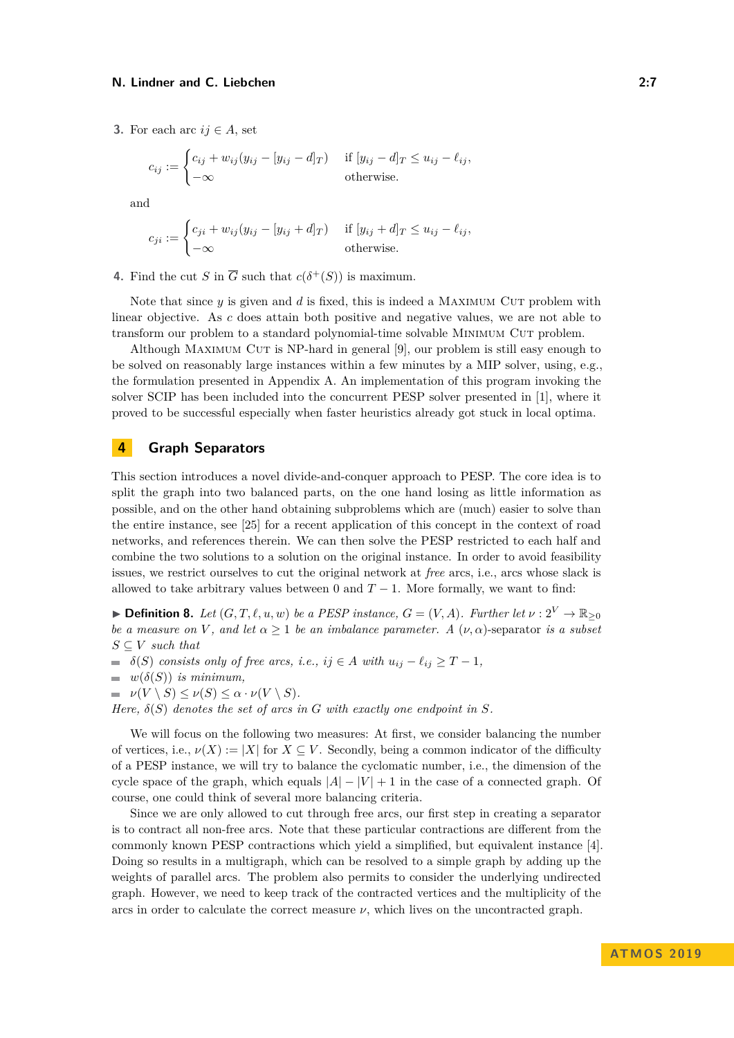3. For each arc $ij \in A$, set

$$c_{ij} := \begin{cases} c_{ij} + w_{ij}(y_{ij} - [y_{ij} - d]_T) & \text{if } [y_{ij} - d]_T \leq u_{ij} - \ell_{ij}, \\ -\infty & \text{otherwise.} \end{cases}$$

and

$$c_{ji} := \begin{cases} c_{ji} + w_{ij}(y_{ij} - [y_{ij} + d]_T) & \text{if } [y_{ij} + d]_T \leq u_{ij} - \ell_{ij}, \\ -\infty & \text{otherwise.} \end{cases}$$

4. Find the cut $S$ in $\overline{G}$ such that $c(\delta^+(S))$ is maximum.

Note that since $y$ is given and $d$ is fixed, this is indeed a Maximum Cut problem with linear objective. As $c$ does attain both positive and negative values, we are not able to transform our problem to a standard polynomial-time solvable Minimum Cut problem.

Although Maximum Cut is NP-hard in general [9], our problem is still easy enough to be solved on reasonably large instances within a few minutes by a MIP solver, using, e.g., the formulation presented in Appendix A. An implementation of this program invoking the solver SCIP has been included into the concurrent PESP solver presented in [1], where it proved to be successful especially when faster heuristics already got stuck in local optima.

## 4 Graph Separators

This section introduces a novel divide-and-conquer approach to PESP. The core idea is to split the graph into two balanced parts, on the one hand losing as little information as possible, and on the other hand obtaining subproblems which are (much) easier to solve than the entire instance, see [25] for a recent application of this concept in the context of road networks, and references therein. We can then solve the PESP restricted to each half and combine the two solutions to a solution on the original instance. In order to avoid feasibility issues, we restrict ourselves to cut the original network at *free* arcs, i.e., arcs whose slack is allowed to take arbitrary values between 0 and $T - 1$. More formally, we want to find:

▶ **Definition 8.** *Let $(G, T, \ell, u, w)$ be a PESP instance, $G = (V, A)$. Further let $\nu : 2^V \to \mathbb{R}_{\geq 0}$ be a measure on $V$, and let $\alpha \geq 1$ be an imbalance parameter. A $(\nu, \alpha)$-separator is a subset $S \subseteq V$ such that*

- *$\delta(S)$ consists only of free arcs, i.e., $ij \in A$ with $u_{ij} - \ell_{ij} \geq T - 1$,*
- *$w(\delta(S))$ is minimum,*
- *$\nu(V \setminus S) \leq \nu(S) \leq \alpha \cdot \nu(V \setminus S)$.*

*Here, $\delta(S)$ denotes the set of arcs in $G$ with exactly one endpoint in $S$.*

We will focus on the following two measures: At first, we consider balancing the number of vertices, i.e., $\nu(X) := |X|$ for $X \subseteq V$. Secondly, being a common indicator of the difficulty of a PESP instance, we will try to balance the cyclomatic number, i.e., the dimension of the cycle space of the graph, which equals $|A| - |V| + 1$ in the case of a connected graph. Of course, one could think of several more balancing criteria.

Since we are only allowed to cut through free arcs, our first step in creating a separator is to contract all non-free arcs. Note that these particular contractions are different from the commonly known PESP contractions which yield a simplified, but equivalent instance [4]. Doing so results in a multigraph, which can be resolved to a simple graph by adding up the weights of parallel arcs. The problem also permits to consider the underlying undirected graph. However, we need to keep track of the contracted vertices and the multiplicity of the arcs in order to calculate the correct measure $\nu$, which lives on the uncontracted graph.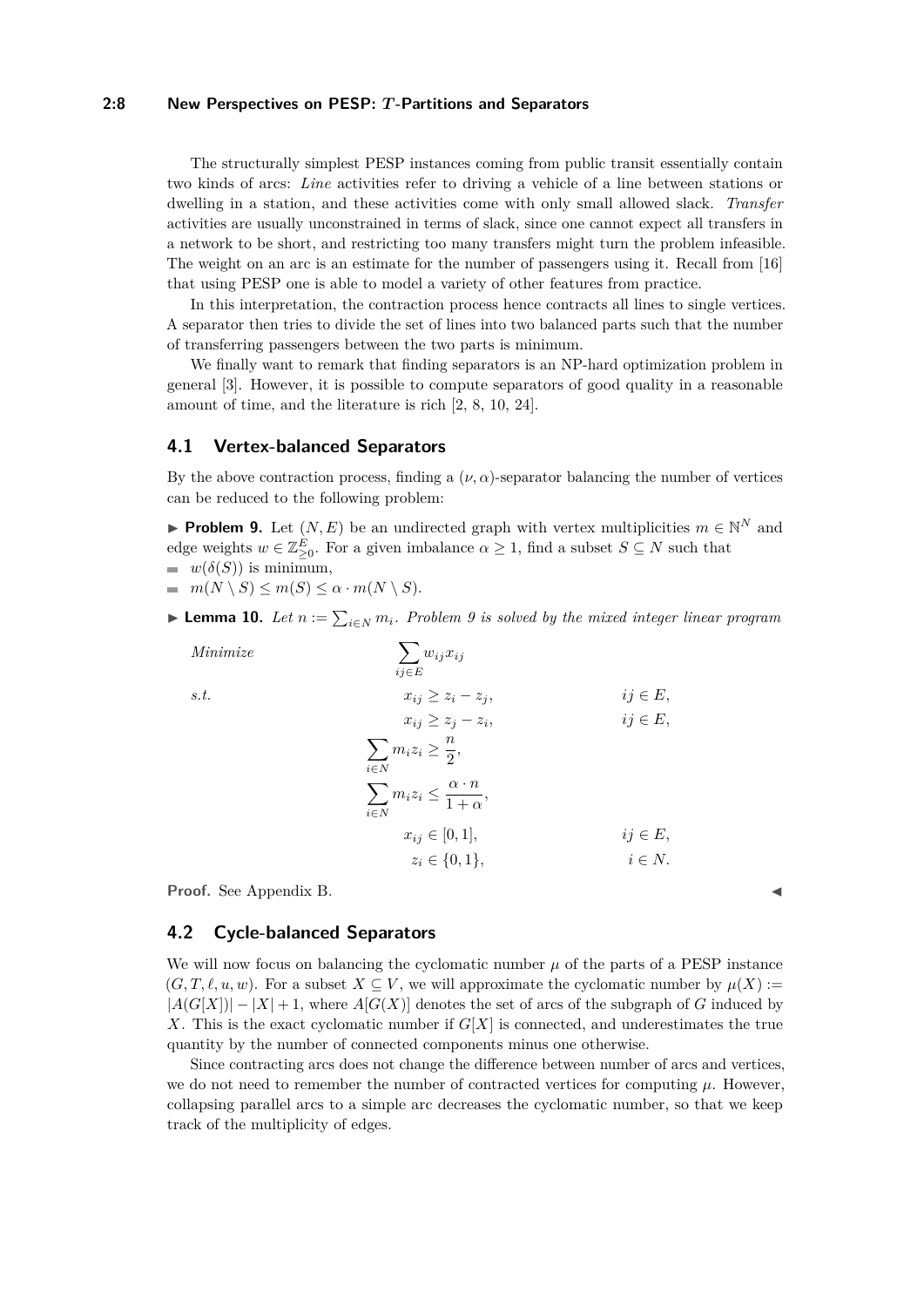The structurally simplest PESP instances coming from public transit essentially contain two kinds of arcs: *Line* activities refer to driving a vehicle of a line between stations or dwelling in a station, and these activities come with only small allowed slack. *Transfer* activities are usually unconstrained in terms of slack, since one cannot expect all transfers in a network to be short, and restricting too many transfers might turn the problem infeasible. The weight on an arc is an estimate for the number of passengers using it. Recall from [16] that using PESP one is able to model a variety of other features from practice.

In this interpretation, the contraction process hence contracts all lines to single vertices. A separator then tries to divide the set of lines into two balanced parts such that the number of transferring passengers between the two parts is minimum.

We finally want to remark that finding separators is an NP-hard optimization problem in general [3]. However, it is possible to compute separators of good quality in a reasonable amount of time, and the literature is rich [2, 8, 10, 24].

## 4.1 Vertex-balanced Separators

By the above contraction process, finding a $(\nu, \alpha)$-separator balancing the number of vertices can be reduced to the following problem:

▶ **Problem 9.** Let $(N, E)$ be an undirected graph with vertex multiplicities $m \in \mathbb{N}^N$ and edge weights $w \in \mathbb{Z}^E_{\geq 0}$. For a given imbalance $\alpha \geq 1$, find a subset $S \subseteq N$ such that

- $w(\delta(S))$ is minimum,
- $m(N \setminus S) \leq m(S) \leq \alpha \cdot m(N \setminus S)$.

▶ **Lemma 10.** *Let $n := \sum_{i \in N} m_i$. Problem 9 is solved by the mixed integer linear program*

$$
\begin{aligned}
\textit{Minimize} \quad & \sum_{ij \in E} w_{ij} x_{ij} & \\
\textit{s.t.} \quad & x_{ij} \geq z_i - z_j, & ij \in E, \\
& x_{ij} \geq z_j - z_i, & ij \in E, \\
& \sum_{i \in N} m_i z_i \geq \frac{n}{2}, & \\
& \sum_{i \in N} m_i z_i \leq \frac{\alpha \cdot n}{1 + \alpha}, & \\
& x_{ij} \in [0, 1], & ij \in E, \\
& z_i \in \{0, 1\}, & i \in N.
\end{aligned}
$$

**Proof.** See Appendix B. ◀

## 4.2 Cycle-balanced Separators

We will now focus on balancing the cyclomatic number $\mu$ of the parts of a PESP instance $(G, T, \ell, u, w)$. For a subset $X \subseteq V$, we will approximate the cyclomatic number by $\mu(X) := |A(G[X])| - |X| + 1$, where $A[G(X)]$ denotes the set of arcs of the subgraph of $G$ induced by $X$. This is the exact cyclomatic number if $G[X]$ is connected, and underestimates the true quantity by the number of connected components minus one otherwise.

Since contracting arcs does not change the difference between number of arcs and vertices, we do not need to remember the number of contracted vertices for computing $\mu$. However, collapsing parallel arcs to a simple arc decreases the cyclomatic number, so that we keep track of the multiplicity of edges.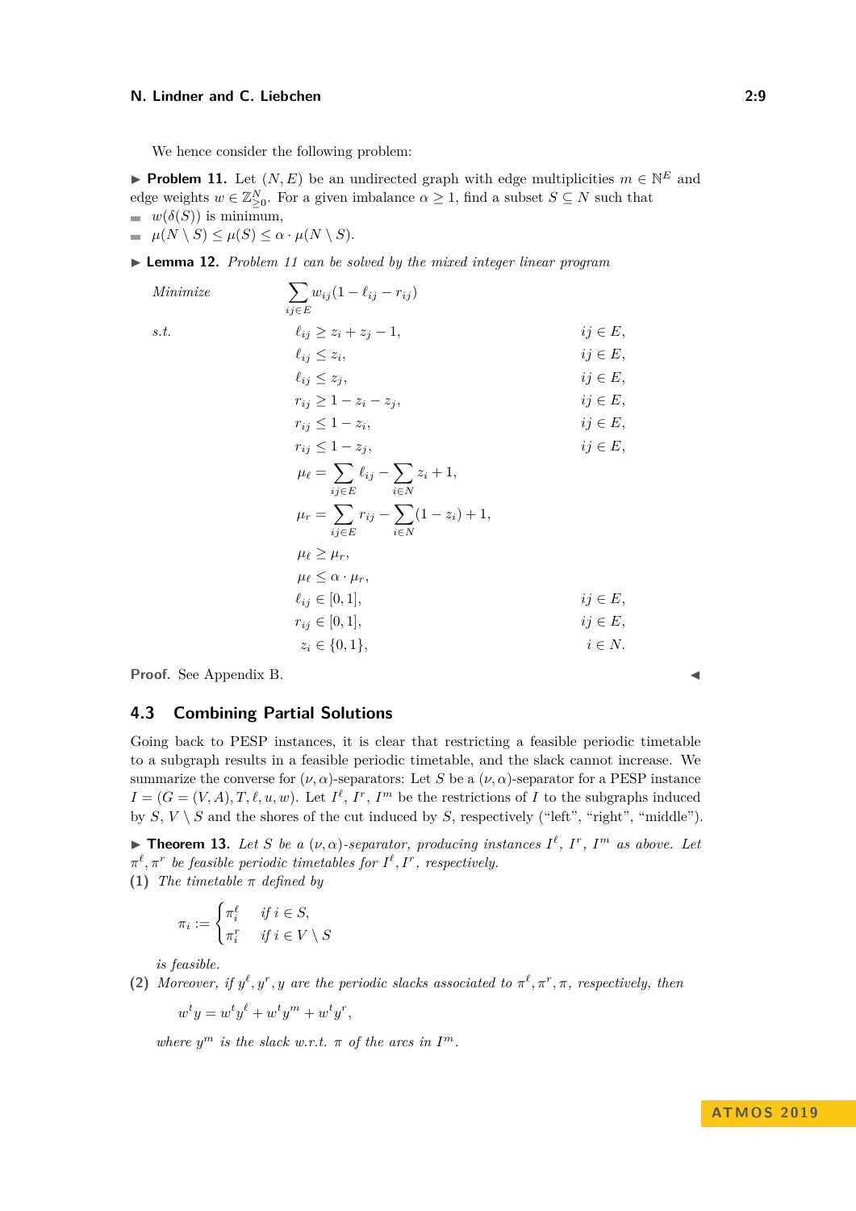We hence consider the following problem:

▶ **Problem 11.** Let $(N, E)$ be an undirected graph with edge multiplicities $m \in \mathbb{N}^E$ and edge weights $w \in \mathbb{Z}^N_{\geq 0}$. For a given imbalance $\alpha \geq 1$, find a subset $S \subseteq N$ such that

- $w(\delta(S))$ is minimum,
- $\mu(N \setminus S) \leq \mu(S) \leq \alpha \cdot \mu(N \setminus S)$.

▶ **Lemma 12.** *Problem 11 can be solved by the mixed integer linear program*

$$
\begin{array}{lll}
\text{Minimize} & \displaystyle\sum_{ij \in E} w_{ij}(1 - \ell_{ij} - r_{ij}) & \\
\text{s.t.} & \ell_{ij} \geq z_i + z_j - 1, & ij \in E, \\
& \ell_{ij} \leq z_i, & ij \in E, \\
& \ell_{ij} \leq z_j, & ij \in E, \\
& r_{ij} \geq 1 - z_i - z_j, & ij \in E, \\
& r_{ij} \leq 1 - z_i, & ij \in E, \\
& r_{ij} \leq 1 - z_j, & ij \in E, \\
& \mu_\ell = \displaystyle\sum_{ij \in E} \ell_{ij} - \sum_{i \in N} z_i + 1, & \\
& \mu_r = \displaystyle\sum_{ij \in E} r_{ij} - \sum_{i \in N} (1 - z_i) + 1, & \\
& \mu_\ell \geq \mu_r, & \\
& \mu_\ell \leq \alpha \cdot \mu_r, & \\
& \ell_{ij} \in [0, 1], & ij \in E, \\
& r_{ij} \in [0, 1], & ij \in E, \\
& z_i \in \{0, 1\}, & i \in N.
\end{array}
$$

**Proof.** See Appendix B. ◀

## 4.3 Combining Partial Solutions

Going back to PESP instances, it is clear that restricting a feasible periodic timetable to a subgraph results in a feasible periodic timetable, and the slack cannot increase. We summarize the converse for $(\nu, \alpha)$-separators: Let $S$ be a $(\nu, \alpha)$-separator for a PESP instance $I = (G = (V, A), T, \ell, u, w)$. Let $I^\ell$, $I^r$, $I^m$ be the restrictions of $I$ to the subgraphs induced by $S$, $V \setminus S$ and the cut induced by $S$, respectively ("left", "right", "middle").

▶ **Theorem 13.** *Let $S$ be a $(\nu, \alpha)$-separator, producing instances $I^\ell$, $I^r$, $I^m$ as above. Let $\pi^\ell, \pi^r$ be feasible periodic timetables for $I^\ell, I^r$, respectively.*

**(1)** *The timetable $\pi$ defined by*

$$
\pi_i := \begin{cases} \pi_i^\ell & \text{if } i \in S, \\ \pi_i^r & \text{if } i \in V \setminus S \end{cases}
$$

*is feasible.*

**(2)** *Moreover, if $y^\ell, y^r, y$ are the periodic slacks associated to $\pi^\ell, \pi^r, \pi$, respectively, then*

$$
w^t y = w^t y^\ell + w^t y^m + w^t y^r,
$$

*where $y^m$ is the slack w.r.t. $\pi$ of the arcs in $I^m$.*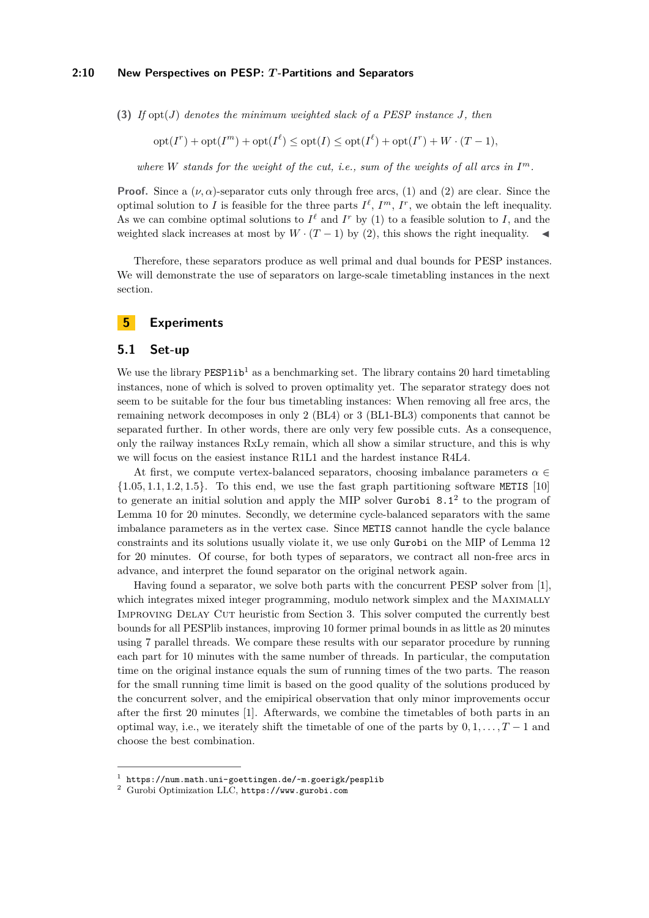**(3)** *If* $\operatorname{opt}(J)$ *denotes the minimum weighted slack of a PESP instance* $J$*, then*

$$\operatorname{opt}(I^r) + \operatorname{opt}(I^m) + \operatorname{opt}(I^\ell) \leq \operatorname{opt}(I) \leq \operatorname{opt}(I^\ell) + \operatorname{opt}(I^r) + W \cdot (T-1),$$

*where* $W$ *stands for the weight of the cut, i.e., sum of the weights of all arcs in* $I^m$*.*

**Proof.** Since a $(\nu, \alpha)$-separator cuts only through free arcs, (1) and (2) are clear. Since the optimal solution to $I$ is feasible for the three parts $I^\ell$, $I^m$, $I^r$, we obtain the left inequality. As we can combine optimal solutions to $I^\ell$ and $I^r$ by (1) to a feasible solution to $I$, and the weighted slack increases at most by $W \cdot (T-1)$ by (2), this shows the right inequality. ◀

Therefore, these separators produce as well primal and dual bounds for PESP instances. We will demonstrate the use of separators on large-scale timetabling instances in the next section.

# 5 Experiments

## 5.1 Set-up

We use the library `PESPlib`[1] as a benchmarking set. The library contains 20 hard timetabling instances, none of which is solved to proven optimality yet. The separator strategy does not seem to be suitable for the four bus timetabling instances: When removing all free arcs, the remaining network decomposes in only 2 (BL4) or 3 (BL1-BL3) components that cannot be separated further. In other words, there are only very few possible cuts. As a consequence, only the railway instances RxLy remain, which all show a similar structure, and this is why we will focus on the easiest instance R1L1 and the hardest instance R4L4.

At first, we compute vertex-balanced separators, choosing imbalance parameters $\alpha \in \{1.05, 1.1, 1.2, 1.5\}$. To this end, we use the fast graph partitioning software `METIS` [10] to generate an initial solution and apply the MIP solver `Gurobi 8.1`[2] to the program of Lemma 10 for 20 minutes. Secondly, we determine cycle-balanced separators with the same imbalance parameters as in the vertex case. Since `METIS` cannot handle the cycle balance constraints and its solutions usually violate it, we use only `Gurobi` on the MIP of Lemma 12 for 20 minutes. Of course, for both types of separators, we contract all non-free arcs in advance, and interpret the found separator on the original network again.

Having found a separator, we solve both parts with the concurrent PESP solver from [1], which integrates mixed integer programming, modulo network simplex and the Maximally Improving Delay Cut heuristic from Section 3. This solver computed the currently best bounds for all PESPlib instances, improving 10 former primal bounds in as little as 20 minutes using 7 parallel threads. We compare these results with our separator procedure by running each part for 10 minutes with the same number of threads. In particular, the computation time on the original instance equals the sum of running times of the two parts. The reason for the small running time limit is based on the good quality of the solutions produced by the concurrent solver, and the emipirical observation that only minor improvements occur after the first 20 minutes [1]. Afterwards, we combine the timetables of both parts in an optimal way, i.e., we iterately shift the timetable of one of the parts by $0, 1, \ldots, T-1$ and choose the best combination.

---

[1] `https://num.math.uni-goettingen.de/~m.goerigk/pesplib`

[2] Gurobi Optimization LLC, `https://www.gurobi.com`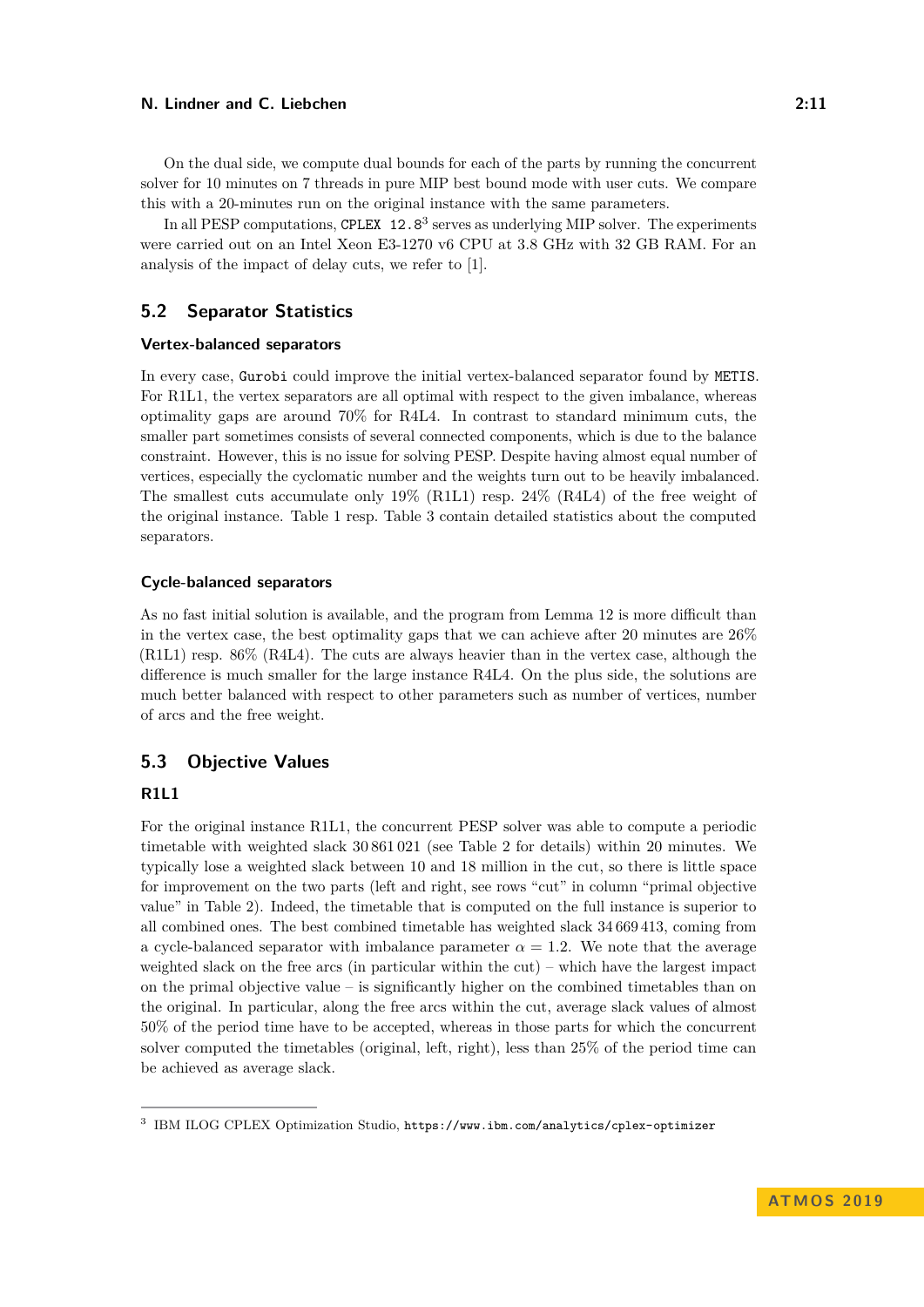On the dual side, we compute dual bounds for each of the parts by running the concurrent solver for 10 minutes on 7 threads in pure MIP best bound mode with user cuts. We compare this with a 20-minutes run on the original instance with the same parameters.

In all PESP computations, CPLEX 12.8[3] serves as underlying MIP solver. The experiments were carried out on an Intel Xeon E3-1270 v6 CPU at 3.8 GHz with 32 GB RAM. For an analysis of the impact of delay cuts, we refer to [1].

## 5.2 Separator Statistics

### Vertex-balanced separators

In every case, Gurobi could improve the initial vertex-balanced separator found by METIS. For R1L1, the vertex separators are all optimal with respect to the given imbalance, whereas optimality gaps are around 70% for R4L4. In contrast to standard minimum cuts, the smaller part sometimes consists of several connected components, which is due to the balance constraint. However, this is no issue for solving PESP. Despite having almost equal number of vertices, especially the cyclomatic number and the weights turn out to be heavily imbalanced. The smallest cuts accumulate only 19% (R1L1) resp. 24% (R4L4) of the free weight of the original instance. Table 1 resp. Table 3 contain detailed statistics about the computed separators.

### Cycle-balanced separators

As no fast initial solution is available, and the program from Lemma 12 is more difficult than in the vertex case, the best optimality gaps that we can achieve after 20 minutes are 26% (R1L1) resp. 86% (R4L4). The cuts are always heavier than in the vertex case, although the difference is much smaller for the large instance R4L4. On the plus side, the solutions are much better balanced with respect to other parameters such as number of vertices, number of arcs and the free weight.

## 5.3 Objective Values

### R1L1

For the original instance R1L1, the concurrent PESP solver was able to compute a periodic timetable with weighted slack 30 861 021 (see Table 2 for details) within 20 minutes. We typically lose a weighted slack between 10 and 18 million in the cut, so there is little space for improvement on the two parts (left and right, see rows "cut" in column "primal objective value" in Table 2). Indeed, the timetable that is computed on the full instance is superior to all combined ones. The best combined timetable has weighted slack 34 669 413, coming from a cycle-balanced separator with imbalance parameter $\alpha = 1.2$. We note that the average weighted slack on the free arcs (in particular within the cut) – which have the largest impact on the primal objective value – is significantly higher on the combined timetables than on the original. In particular, along the free arcs within the cut, average slack values of almost 50% of the period time have to be accepted, whereas in those parts for which the concurrent solver computed the timetables (original, left, right), less than 25% of the period time can be achieved as average slack.

[3] IBM ILOG CPLEX Optimization Studio, https://www.ibm.com/analytics/cplex-optimizer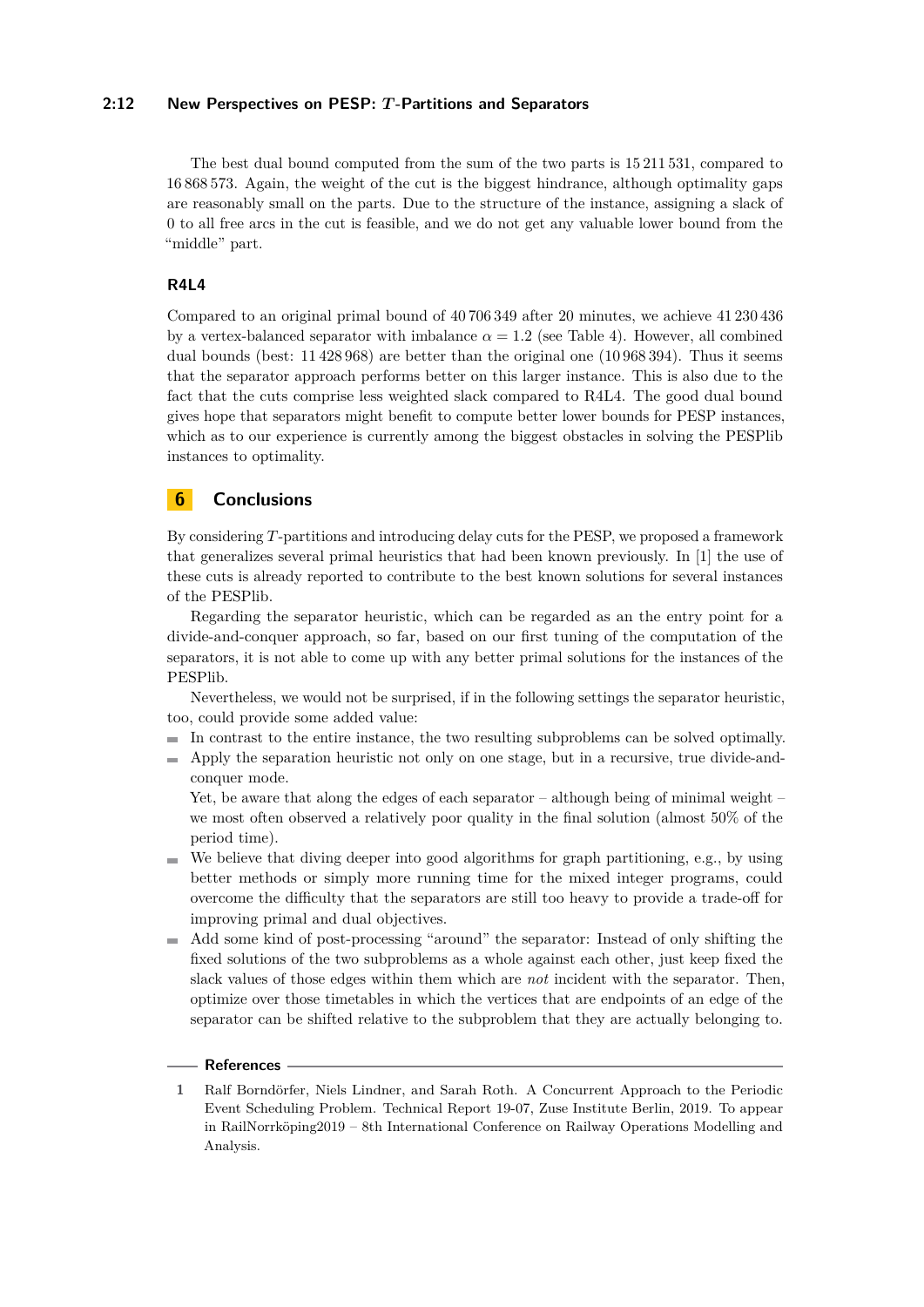The best dual bound computed from the sum of the two parts is 15 211 531, compared to 16 868 573. Again, the weight of the cut is the biggest hindrance, although optimality gaps are reasonably small on the parts. Due to the structure of the instance, assigning a slack of 0 to all free arcs in the cut is feasible, and we do not get any valuable lower bound from the "middle" part.

### R4L4

Compared to an original primal bound of 40 706 349 after 20 minutes, we achieve 41 230 436 by a vertex-balanced separator with imbalance $\alpha = 1.2$ (see Table 4). However, all combined dual bounds (best: 11 428 968) are better than the original one (10 968 394). Thus it seems that the separator approach performs better on this larger instance. This is also due to the fact that the cuts comprise less weighted slack compared to R4L4. The good dual bound gives hope that separators might benefit to compute better lower bounds for PESP instances, which as to our experience is currently among the biggest obstacles in solving the PESPlib instances to optimality.

## 6 Conclusions

By considering $T$-partitions and introducing delay cuts for the PESP, we proposed a framework that generalizes several primal heuristics that had been known previously. In [1] the use of these cuts is already reported to contribute to the best known solutions for several instances of the PESPlib.

Regarding the separator heuristic, which can be regarded as an the entry point for a divide-and-conquer approach, so far, based on our first tuning of the computation of the separators, it is not able to come up with any better primal solutions for the instances of the PESPlib.

Nevertheless, we would not be surprised, if in the following settings the separator heuristic, too, could provide some added value:

- In contrast to the entire instance, the two resulting subproblems can be solved optimally.
- Apply the separation heuristic not only on one stage, but in a recursive, true divide-and-conquer mode.

  Yet, be aware that along the edges of each separator – although being of minimal weight – we most often observed a relatively poor quality in the final solution (almost 50% of the period time).
- We believe that diving deeper into good algorithms for graph partitioning, e.g., by using better methods or simply more running time for the mixed integer programs, could overcome the difficulty that the separators are still too heavy to provide a trade-off for improving primal and dual objectives.
- Add some kind of post-processing "around" the separator: Instead of only shifting the fixed solutions of the two subproblems as a whole against each other, just keep fixed the slack values of those edges within them which are *not* incident with the separator. Then, optimize over those timetables in which the vertices that are endpoints of an edge of the separator can be shifted relative to the subproblem that they are actually belonging to.

## References

1. Ralf Borndörfer, Niels Lindner, and Sarah Roth. A Concurrent Approach to the Periodic Event Scheduling Problem. Technical Report 19-07, Zuse Institute Berlin, 2019. To appear in RailNorrköping2019 – 8th International Conference on Railway Operations Modelling and Analysis.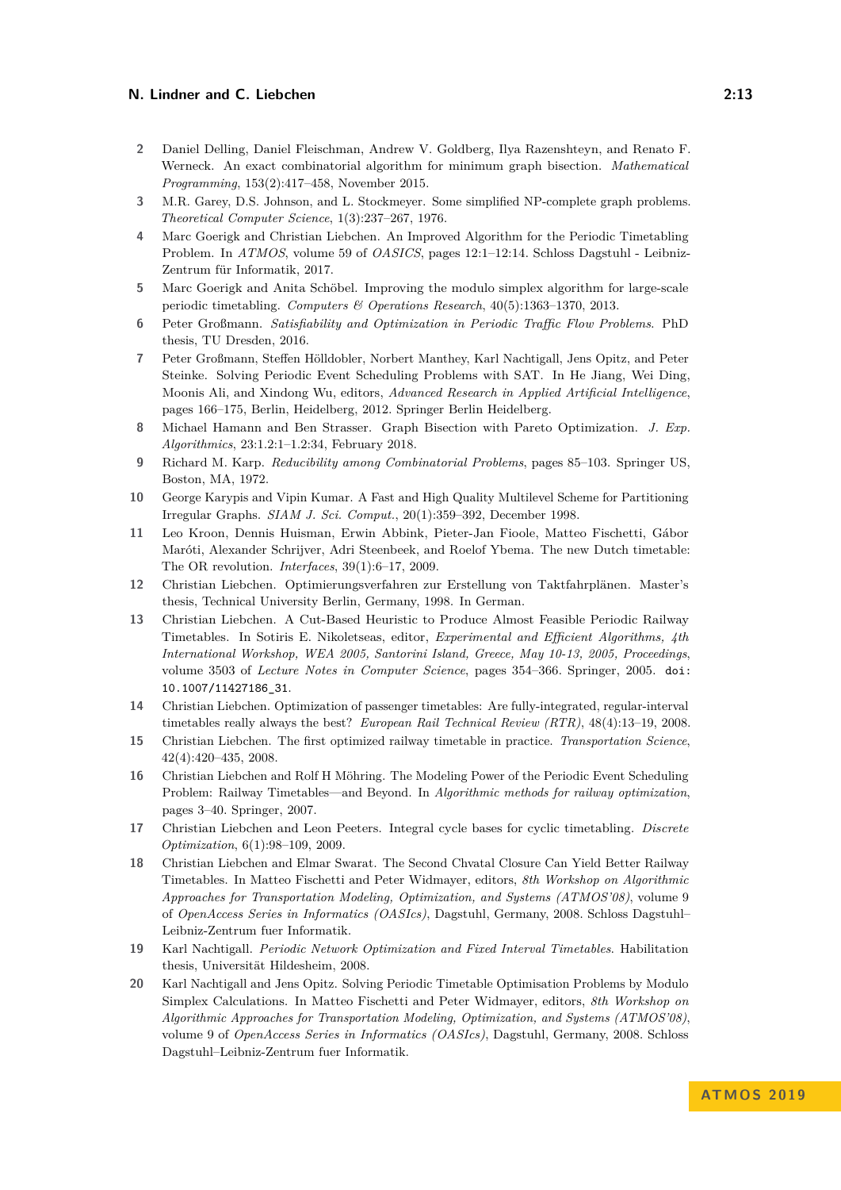2. Daniel Delling, Daniel Fleischman, Andrew V. Goldberg, Ilya Razenshteyn, and Renato F. Werneck. An exact combinatorial algorithm for minimum graph bisection. *Mathematical Programming*, 153(2):417–458, November 2015.
3. M.R. Garey, D.S. Johnson, and L. Stockmeyer. Some simplified NP-complete graph problems. *Theoretical Computer Science*, 1(3):237–267, 1976.
4. Marc Goerigk and Christian Liebchen. An Improved Algorithm for the Periodic Timetabling Problem. In *ATMOS*, volume 59 of *OASICS*, pages 12:1–12:14. Schloss Dagstuhl - Leibniz-Zentrum für Informatik, 2017.
5. Marc Goerigk and Anita Schöbel. Improving the modulo simplex algorithm for large-scale periodic timetabling. *Computers & Operations Research*, 40(5):1363–1370, 2013.
6. Peter Großmann. *Satisfiability and Optimization in Periodic Traffic Flow Problems*. PhD thesis, TU Dresden, 2016.
7. Peter Großmann, Steffen Hölldobler, Norbert Manthey, Karl Nachtigall, Jens Opitz, and Peter Steinke. Solving Periodic Event Scheduling Problems with SAT. In He Jiang, Wei Ding, Moonis Ali, and Xindong Wu, editors, *Advanced Research in Applied Artificial Intelligence*, pages 166–175, Berlin, Heidelberg, 2012. Springer Berlin Heidelberg.
8. Michael Hamann and Ben Strasser. Graph Bisection with Pareto Optimization. *J. Exp. Algorithmics*, 23:1.2:1–1.2:34, February 2018.
9. Richard M. Karp. *Reducibility among Combinatorial Problems*, pages 85–103. Springer US, Boston, MA, 1972.
10. George Karypis and Vipin Kumar. A Fast and High Quality Multilevel Scheme for Partitioning Irregular Graphs. *SIAM J. Sci. Comput.*, 20(1):359–392, December 1998.
11. Leo Kroon, Dennis Huisman, Erwin Abbink, Pieter-Jan Fioole, Matteo Fischetti, Gábor Maróti, Alexander Schrijver, Adri Steenbeek, and Roelof Ybema. The new Dutch timetable: The OR revolution. *Interfaces*, 39(1):6–17, 2009.
12. Christian Liebchen. Optimierungsverfahren zur Erstellung von Taktfahrplänen. Master's thesis, Technical University Berlin, Germany, 1998. In German.
13. Christian Liebchen. A Cut-Based Heuristic to Produce Almost Feasible Periodic Railway Timetables. In Sotiris E. Nikoletseas, editor, *Experimental and Efficient Algorithms, 4th International Workshop, WEA 2005, Santorini Island, Greece, May 10-13, 2005, Proceedings*, volume 3503 of *Lecture Notes in Computer Science*, pages 354–366. Springer, 2005. doi:10.1007/11427186_31.
14. Christian Liebchen. Optimization of passenger timetables: Are fully-integrated, regular-interval timetables really always the best? *European Rail Technical Review (RTR)*, 48(4):13–19, 2008.
15. Christian Liebchen. The first optimized railway timetable in practice. *Transportation Science*, 42(4):420–435, 2008.
16. Christian Liebchen and Rolf H Möhring. The Modeling Power of the Periodic Event Scheduling Problem: Railway Timetables—and Beyond. In *Algorithmic methods for railway optimization*, pages 3–40. Springer, 2007.
17. Christian Liebchen and Leon Peeters. Integral cycle bases for cyclic timetabling. *Discrete Optimization*, 6(1):98–109, 2009.
18. Christian Liebchen and Elmar Swarat. The Second Chvatal Closure Can Yield Better Railway Timetables. In Matteo Fischetti and Peter Widmayer, editors, *8th Workshop on Algorithmic Approaches for Transportation Modeling, Optimization, and Systems (ATMOS'08)*, volume 9 of *OpenAccess Series in Informatics (OASIcs)*, Dagstuhl, Germany, 2008. Schloss Dagstuhl–Leibniz-Zentrum fuer Informatik.
19. Karl Nachtigall. *Periodic Network Optimization and Fixed Interval Timetables*. Habilitation thesis, Universität Hildesheim, 2008.
20. Karl Nachtigall and Jens Opitz. Solving Periodic Timetable Optimisation Problems by Modulo Simplex Calculations. In Matteo Fischetti and Peter Widmayer, editors, *8th Workshop on Algorithmic Approaches for Transportation Modeling, Optimization, and Systems (ATMOS'08)*, volume 9 of *OpenAccess Series in Informatics (OASIcs)*, Dagstuhl, Germany, 2008. Schloss Dagstuhl–Leibniz-Zentrum fuer Informatik.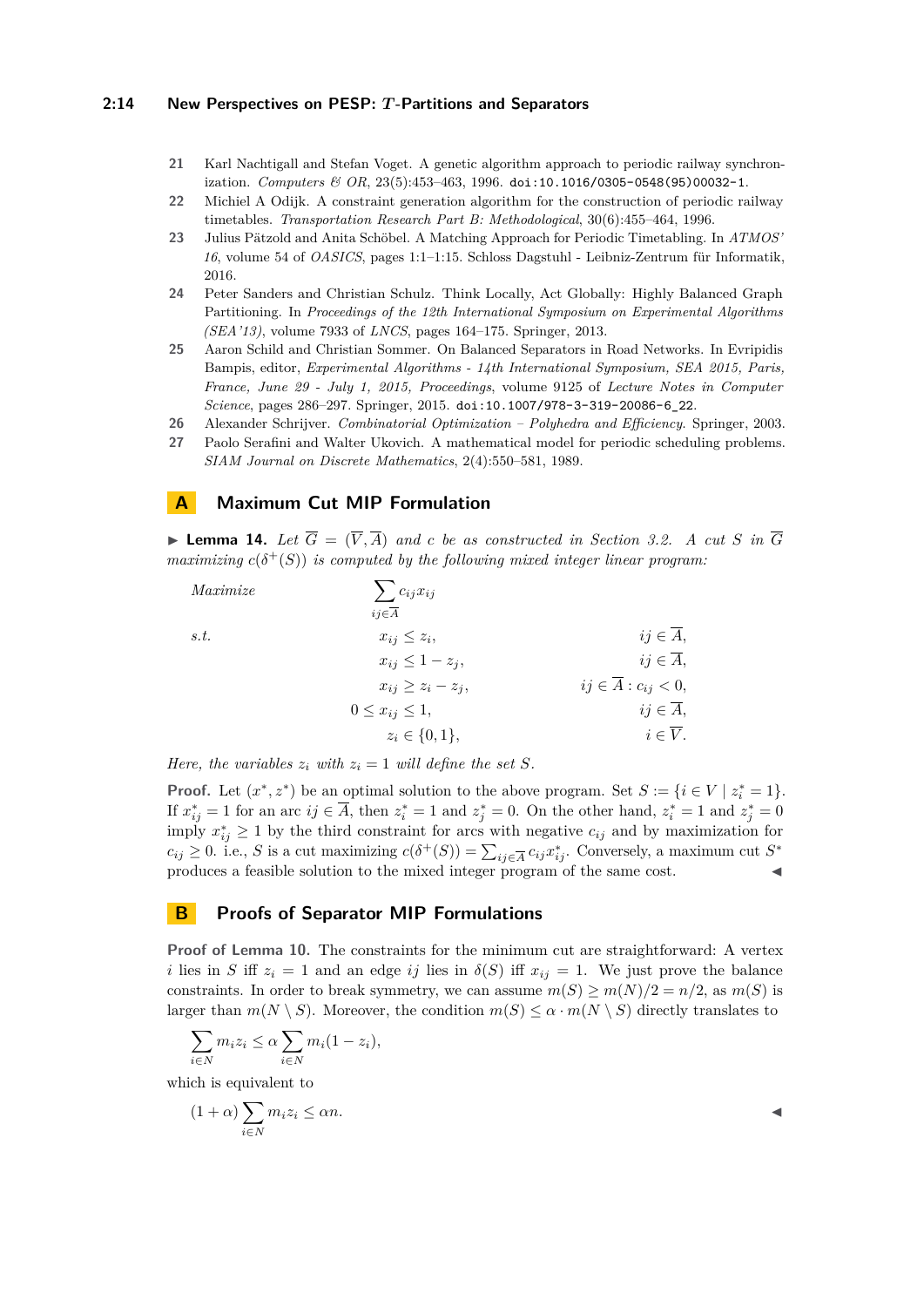21 Karl Nachtigall and Stefan Voget. A genetic algorithm approach to periodic railway synchronization. *Computers & OR*, 23(5):453–463, 1996. doi:10.1016/0305-0548(95)00032-1.

22 Michiel A Odijk. A constraint generation algorithm for the construction of periodic railway timetables. *Transportation Research Part B: Methodological*, 30(6):455–464, 1996.

23 Julius Pätzold and Anita Schöbel. A Matching Approach for Periodic Timetabling. In *ATMOS'16*, volume 54 of *OASICS*, pages 1:1–1:15. Schloss Dagstuhl - Leibniz-Zentrum für Informatik, 2016.

24 Peter Sanders and Christian Schulz. Think Locally, Act Globally: Highly Balanced Graph Partitioning. In *Proceedings of the 12th International Symposium on Experimental Algorithms (SEA'13)*, volume 7933 of *LNCS*, pages 164–175. Springer, 2013.

25 Aaron Schild and Christian Sommer. On Balanced Separators in Road Networks. In Evripidis Bampis, editor, *Experimental Algorithms - 14th International Symposium, SEA 2015, Paris, France, June 29 - July 1, 2015, Proceedings*, volume 9125 of *Lecture Notes in Computer Science*, pages 286–297. Springer, 2015. doi:10.1007/978-3-319-20086-6_22.

26 Alexander Schrijver. *Combinatorial Optimization – Polyhedra and Efficiency*. Springer, 2003.

27 Paolo Serafini and Walter Ukovich. A mathematical model for periodic scheduling problems. *SIAM Journal on Discrete Mathematics*, 2(4):550–581, 1989.

## A Maximum Cut MIP Formulation

▶ **Lemma 14.** *Let $\overline{G} = (\overline{V}, \overline{A})$ and $c$ be as constructed in Section 3.2. A cut $S$ in $\overline{G}$ maximizing $c(\delta^+(S))$ is computed by the following mixed integer linear program:*

$$
\begin{aligned}
\text{Maximize} \quad & \sum_{ij \in \overline{A}} c_{ij} x_{ij} & \\
\text{s.t.} \quad & x_{ij} \leq z_i, & ij \in \overline{A}, \\
& x_{ij} \leq 1 - z_j, & ij \in \overline{A}, \\
& x_{ij} \geq z_i - z_j, & ij \in \overline{A} : c_{ij} < 0, \\
& 0 \leq x_{ij} \leq 1, & ij \in \overline{A}, \\
& z_i \in \{0, 1\}, & i \in \overline{V}.
\end{aligned}
$$

*Here, the variables $z_i$ with $z_i = 1$ will define the set $S$.*

**Proof.** Let $(x^*, z^*)$ be an optimal solution to the above program. Set $S := \{i \in V \mid z_i^* = 1\}$. If $x_{ij}^* = 1$ for an arc $ij \in \overline{A}$, then $z_i^* = 1$ and $z_j^* = 0$. On the other hand, $z_i^* = 1$ and $z_j^* = 0$ imply $x_{ij}^* \geq 1$ by the third constraint for arcs with negative $c_{ij}$ and by maximization for $c_{ij} \geq 0$. i.e., $S$ is a cut maximizing $c(\delta^+(S)) = \sum_{ij \in \overline{A}} c_{ij} x_{ij}^*$. Conversely, a maximum cut $S^*$ produces a feasible solution to the mixed integer program of the same cost. ◀

## B Proofs of Separator MIP Formulations

**Proof of Lemma 10.** The constraints for the minimum cut are straightforward: A vertex $i$ lies in $S$ iff $z_i = 1$ and an edge $ij$ lies in $\delta(S)$ iff $x_{ij} = 1$. We just prove the balance constraints. In order to break symmetry, we can assume $m(S) \geq m(N)/2 = n/2$, as $m(S)$ is larger than $m(N \setminus S)$. Moreover, the condition $m(S) \leq \alpha \cdot m(N \setminus S)$ directly translates to

$$\sum_{i \in N} m_i z_i \leq \alpha \sum_{i \in N} m_i (1 - z_i),$$

which is equivalent to

$$(1 + \alpha) \sum_{i \in N} m_i z_i \leq \alpha n.$$

◀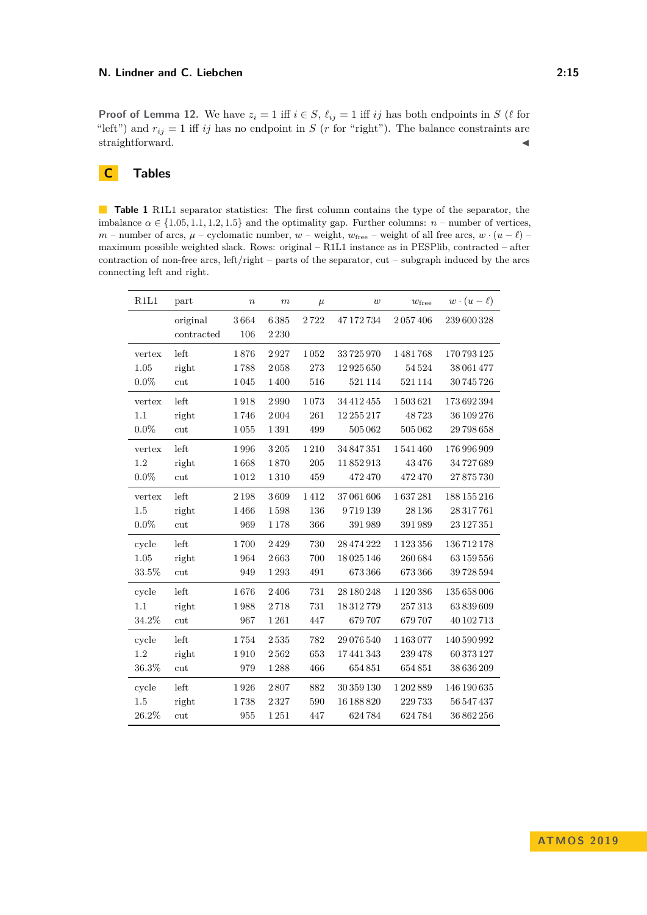**Proof of Lemma 12.** We have $z_i = 1$ iff $i \in S$, $\ell_{ij} = 1$ iff $ij$ has both endpoints in $S$ ($\ell$ for "left") and $r_{ij} = 1$ iff $ij$ has no endpoint in $S$ ($r$ for "right"). The balance constraints are straightforward. ◀

# C Tables

**Table 1** R1L1 separator statistics: The first column contains the type of the separator, the imbalance $\alpha \in \{1.05, 1.1, 1.2, 1.5\}$ and the optimality gap. Further columns: $n$ – number of vertices, $m$ – number of arcs, $\mu$ – cyclomatic number, $w$ – weight, $w_{\text{free}}$ – weight of all free arcs, $w \cdot (u - \ell)$ – maximum possible weighted slack. Rows: original – R1L1 instance as in PESPlib, contracted – after contraction of non-free arcs, left/right – parts of the separator, cut – subgraph induced by the arcs connecting left and right.

| R1L1 | part | $n$ | $m$ | $\mu$ | $w$ | $w_{\text{free}}$ | $w \cdot (u - \ell)$ |
|---|---|---|---|---|---|---|---|
| | original | 3 664 | 6 385 | 2 722 | 47 172 734 | 2 057 406 | 239 600 328 |
| | contracted | 106 | 2 230 | | | | |
| vertex | left | 1 876 | 2 927 | 1 052 | 33 725 970 | 1 481 768 | 170 793 125 |
| 1.05 | right | 1 788 | 2 058 | 273 | 12 925 650 | 54 524 | 38 061 477 |
| 0.0% | cut | 1 045 | 1 400 | 516 | 521 114 | 521 114 | 30 745 726 |
| vertex | left | 1 918 | 2 990 | 1 073 | 34 412 455 | 1 503 621 | 173 692 394 |
| 1.1 | right | 1 746 | 2 004 | 261 | 12 255 217 | 48 723 | 36 109 276 |
| 0.0% | cut | 1 055 | 1 391 | 499 | 505 062 | 505 062 | 29 798 658 |
| vertex | left | 1 996 | 3 205 | 1 210 | 34 847 351 | 1 541 460 | 176 996 909 |
| 1.2 | right | 1 668 | 1 870 | 205 | 11 852 913 | 43 476 | 34 727 689 |
| 0.0% | cut | 1 012 | 1 310 | 459 | 472 470 | 472 470 | 27 875 730 |
| vertex | left | 2 198 | 3 609 | 1 412 | 37 061 606 | 1 637 281 | 188 155 216 |
| 1.5 | right | 1 466 | 1 598 | 136 | 9 719 139 | 28 136 | 28 317 761 |
| 0.0% | cut | 969 | 1 178 | 366 | 391 989 | 391 989 | 23 127 351 |
| cycle | left | 1 700 | 2 429 | 730 | 28 474 222 | 1 123 356 | 136 712 178 |
| 1.05 | right | 1 964 | 2 663 | 700 | 18 025 146 | 260 684 | 63 159 556 |
| 33.5% | cut | 949 | 1 293 | 491 | 673 366 | 673 366 | 39 728 594 |
| cycle | left | 1 676 | 2 406 | 731 | 28 180 248 | 1 120 386 | 135 658 006 |
| 1.1 | right | 1 988 | 2 718 | 731 | 18 312 779 | 257 313 | 63 839 609 |
| 34.2% | cut | 967 | 1 261 | 447 | 679 707 | 679 707 | 40 102 713 |
| cycle | left | 1 754 | 2 535 | 782 | 29 076 540 | 1 163 077 | 140 590 992 |
| 1.2 | right | 1 910 | 2 562 | 653 | 17 441 343 | 239 478 | 60 373 127 |
| 36.3% | cut | 979 | 1 288 | 466 | 654 851 | 654 851 | 38 636 209 |
| cycle | left | 1 926 | 2 807 | 882 | 30 359 130 | 1 202 889 | 146 190 635 |
| 1.5 | right | 1 738 | 2 327 | 590 | 16 188 820 | 229 733 | 56 547 437 |
| 26.2% | cut | 955 | 1 251 | 447 | 624 784 | 624 784 | 36 862 256 |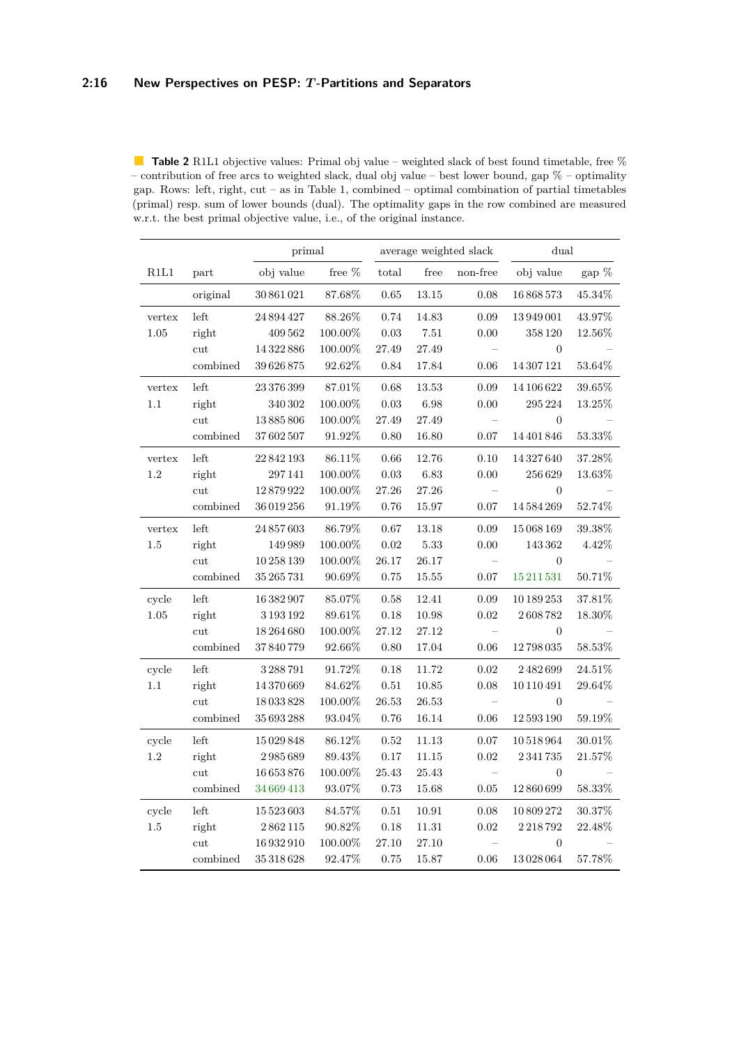**Table 2** R1L1 objective values: Primal obj value – weighted slack of best found timetable, free % – contribution of free arcs to weighted slack, dual obj value – best lower bound, gap % – optimality gap. Rows: left, right, cut – as in Table 1, combined – optimal combination of partial timetables (primal) resp. sum of lower bounds (dual). The optimality gaps in the row combined are measured w.r.t. the best primal objective value, i.e., of the original instance.

| | | primal | | average weighted slack | | | dual | |
|---|---|---|---|---|---|---|---|---|
| R1L1 | part | obj value | free % | total | free | non-free | obj value | gap % |
| | original | 30 861 021 | 87.68% | 0.65 | 13.15 | 0.08 | 16 868 573 | 45.34% |
| vertex 1.05 | left | 24 894 427 | 88.26% | 0.74 | 14.83 | 0.09 | 13 949 001 | 43.97% |
| | right | 409 562 | 100.00% | 0.03 | 7.51 | 0.00 | 358 120 | 12.56% |
| | cut | 14 322 886 | 100.00% | 27.49 | 27.49 | – | 0 | – |
| | combined | 39 626 875 | 92.62% | 0.84 | 17.84 | 0.06 | 14 307 121 | 53.64% |
| vertex 1.1 | left | 23 376 399 | 87.01% | 0.68 | 13.53 | 0.09 | 14 106 622 | 39.65% |
| | right | 340 302 | 100.00% | 0.03 | 6.98 | 0.00 | 295 224 | 13.25% |
| | cut | 13 885 806 | 100.00% | 27.49 | 27.49 | – | 0 | – |
| | combined | 37 602 507 | 91.92% | 0.80 | 16.80 | 0.07 | 14 401 846 | 53.33% |
| vertex 1.2 | left | 22 842 193 | 86.11% | 0.66 | 12.76 | 0.10 | 14 327 640 | 37.28% |
| | right | 297 141 | 100.00% | 0.03 | 6.83 | 0.00 | 256 629 | 13.63% |
| | cut | 12 879 922 | 100.00% | 27.26 | 27.26 | – | 0 | – |
| | combined | 36 019 256 | 91.19% | 0.76 | 15.97 | 0.07 | 14 584 269 | 52.74% |
| vertex 1.5 | left | 24 857 603 | 86.79% | 0.67 | 13.18 | 0.09 | 15 068 169 | 39.38% |
| | right | 149 989 | 100.00% | 0.02 | 5.33 | 0.00 | 143 362 | 4.42% |
| | cut | 10 258 139 | 100.00% | 26.17 | 26.17 | – | 0 | – |
| | combined | 35 265 731 | 90.69% | 0.75 | 15.55 | 0.07 | 15 211 531 | 50.71% |
| cycle 1.05 | left | 16 382 907 | 85.07% | 0.58 | 12.41 | 0.09 | 10 189 253 | 37.81% |
| | right | 3 193 192 | 89.61% | 0.18 | 10.98 | 0.02 | 2 608 782 | 18.30% |
| | cut | 18 264 680 | 100.00% | 27.12 | 27.12 | – | 0 | – |
| | combined | 37 840 779 | 92.66% | 0.80 | 17.04 | 0.06 | 12 798 035 | 58.53% |
| cycle 1.1 | left | 3 288 791 | 91.72% | 0.18 | 11.72 | 0.02 | 2 482 699 | 24.51% |
| | right | 14 370 669 | 84.62% | 0.51 | 10.85 | 0.08 | 10 110 491 | 29.64% |
| | cut | 18 033 828 | 100.00% | 26.53 | 26.53 | – | 0 | – |
| | combined | 35 693 288 | 93.04% | 0.76 | 16.14 | 0.06 | 12 593 190 | 59.19% |
| cycle 1.2 | left | 15 029 848 | 86.12% | 0.52 | 11.13 | 0.07 | 10 518 964 | 30.01% |
| | right | 2 985 689 | 89.43% | 0.17 | 11.15 | 0.02 | 2 341 735 | 21.57% |
| | cut | 16 653 876 | 100.00% | 25.43 | 25.43 | – | 0 | – |
| | combined | 34 669 413 | 93.07% | 0.73 | 15.68 | 0.05 | 12 860 699 | 58.33% |
| cycle 1.5 | left | 15 523 603 | 84.57% | 0.51 | 10.91 | 0.08 | 10 809 272 | 30.37% |
| | right | 2 862 115 | 90.82% | 0.18 | 11.31 | 0.02 | 2 218 792 | 22.48% |
| | cut | 16 932 910 | 100.00% | 27.10 | 27.10 | – | 0 | – |
| | combined | 35 318 628 | 92.47% | 0.75 | 15.87 | 0.06 | 13 028 064 | 57.78% |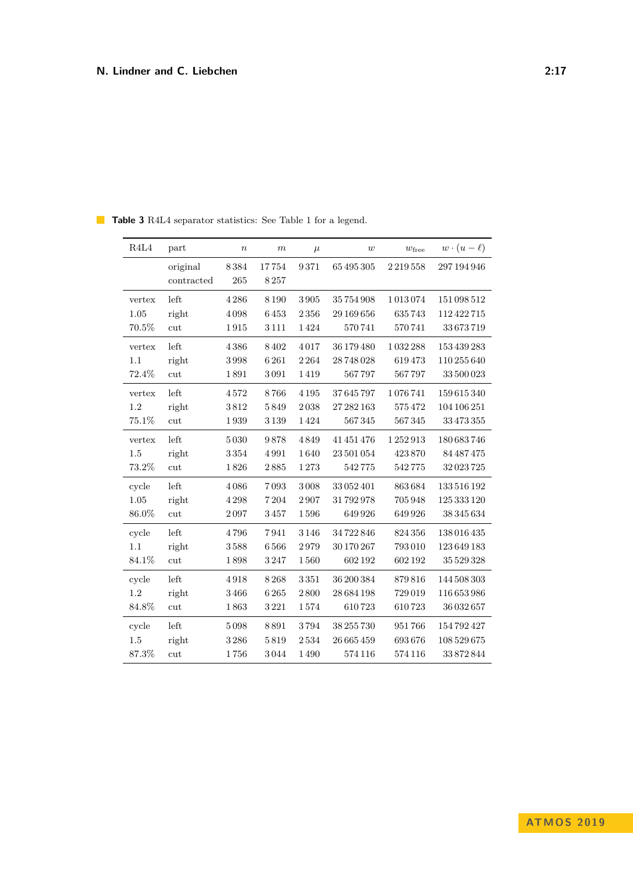**Table 3** R4L4 separator statistics: See Table 1 for a legend.

| R4L4 | part | $n$ | $m$ | $\mu$ | $w$ | $w_{\text{free}}$ | $w \cdot (u - \ell)$ |
|---|---|---|---|---|---|---|---|
| | original | 8 384 | 17 754 | 9 371 | 65 495 305 | 2 219 558 | 297 194 946 |
| | contracted | 265 | 8 257 | | | | |
| vertex | left | 4 286 | 8 190 | 3 905 | 35 754 908 | 1 013 074 | 151 098 512 |
| 1.05 | right | 4 098 | 6 453 | 2 356 | 29 169 656 | 635 743 | 112 422 715 |
| 70.5% | cut | 1 915 | 3 111 | 1 424 | 570 741 | 570 741 | 33 673 719 |
| vertex | left | 4 386 | 8 402 | 4 017 | 36 179 480 | 1 032 288 | 153 439 283 |
| 1.1 | right | 3 998 | 6 261 | 2 264 | 28 748 028 | 619 473 | 110 255 640 |
| 72.4% | cut | 1 891 | 3 091 | 1 419 | 567 797 | 567 797 | 33 500 023 |
| vertex | left | 4 572 | 8 766 | 4 195 | 37 645 797 | 1 076 741 | 159 615 340 |
| 1.2 | right | 3 812 | 5 849 | 2 038 | 27 282 163 | 575 472 | 104 106 251 |
| 75.1% | cut | 1 939 | 3 139 | 1 424 | 567 345 | 567 345 | 33 473 355 |
| vertex | left | 5 030 | 9 878 | 4 849 | 41 451 476 | 1 252 913 | 180 683 746 |
| 1.5 | right | 3 354 | 4 991 | 1 640 | 23 501 054 | 423 870 | 84 487 475 |
| 73.2% | cut | 1 826 | 2 885 | 1 273 | 542 775 | 542 775 | 32 023 725 |
| cycle | left | 4 086 | 7 093 | 3 008 | 33 052 401 | 863 684 | 133 516 192 |
| 1.05 | right | 4 298 | 7 204 | 2 907 | 31 792 978 | 705 948 | 125 333 120 |
| 86.0% | cut | 2 097 | 3 457 | 1 596 | 649 926 | 649 926 | 38 345 634 |
| cycle | left | 4 796 | 7 941 | 3 146 | 34 722 846 | 824 356 | 138 016 435 |
| 1.1 | right | 3 588 | 6 566 | 2 979 | 30 170 267 | 793 010 | 123 649 183 |
| 84.1% | cut | 1 898 | 3 247 | 1 560 | 602 192 | 602 192 | 35 529 328 |
| cycle | left | 4 918 | 8 268 | 3 351 | 36 200 384 | 879 816 | 144 508 303 |
| 1.2 | right | 3 466 | 6 265 | 2 800 | 28 684 198 | 729 019 | 116 653 986 |
| 84.8% | cut | 1 863 | 3 221 | 1 574 | 610 723 | 610 723 | 36 032 657 |
| cycle | left | 5 098 | 8 891 | 3 794 | 38 255 730 | 951 766 | 154 792 427 |
| 1.5 | right | 3 286 | 5 819 | 2 534 | 26 665 459 | 693 676 | 108 529 675 |
| 87.3% | cut | 1 756 | 3 044 | 1 490 | 574 116 | 574 116 | 33 872 844 |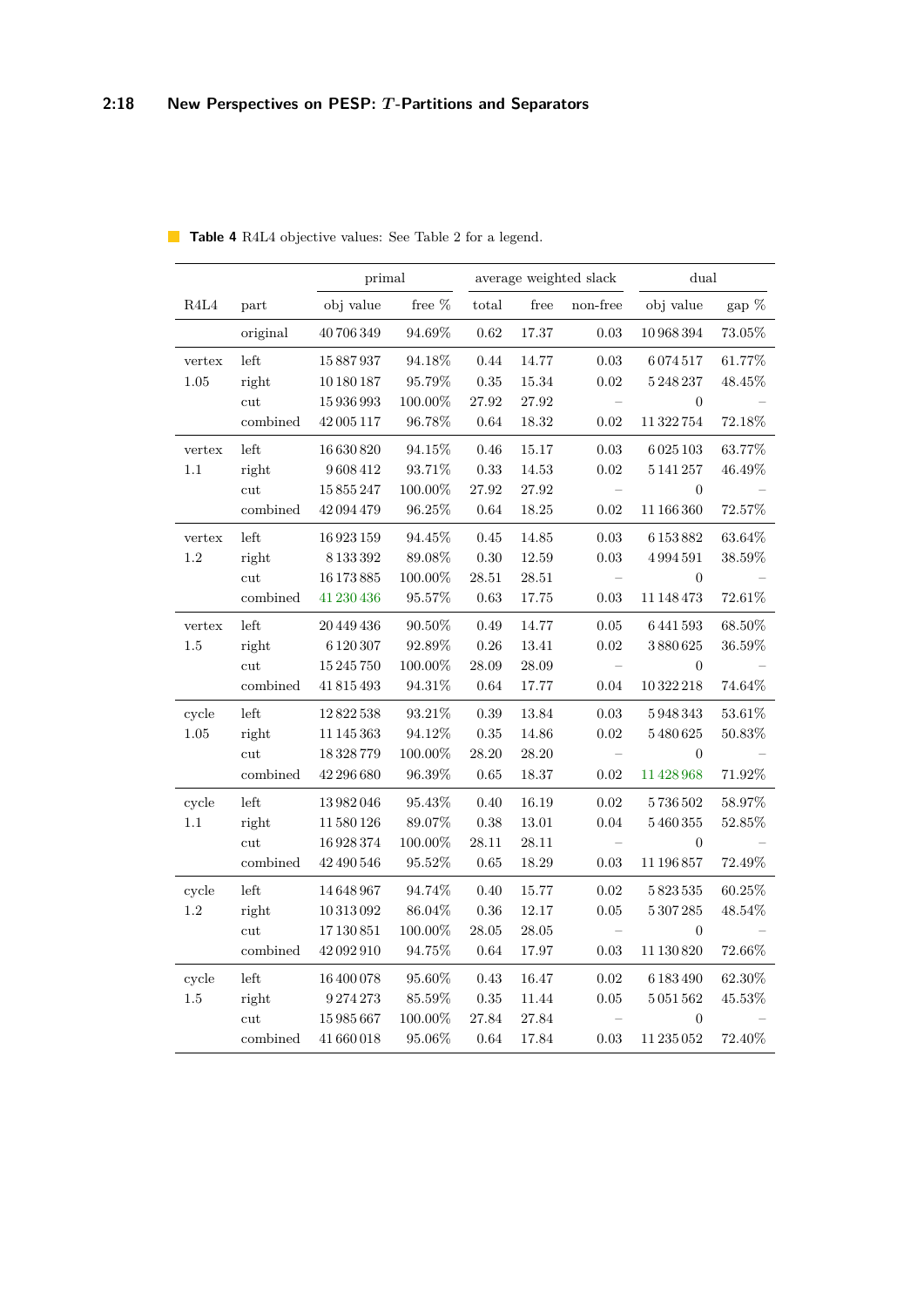**Table 4** R4L4 objective values: See Table 2 for a legend.

| | | primal | | average weighted slack | | | dual | |
|---|---|---|---|---|---|---|---|---|
| R4L4 | part | obj value | free % | total | free | non-free | obj value | gap % |
| | original | 40 706 349 | 94.69% | 0.62 | 17.37 | 0.03 | 10 968 394 | 73.05% |
| vertex 1.05 | left | 15 887 937 | 94.18% | 0.44 | 14.77 | 0.03 | 6 074 517 | 61.77% |
| | right | 10 180 187 | 95.79% | 0.35 | 15.34 | 0.02 | 5 248 237 | 48.45% |
| | cut | 15 936 993 | 100.00% | 27.92 | 27.92 | – | 0 | – |
| | combined | 42 005 117 | 96.78% | 0.64 | 18.32 | 0.02 | 11 322 754 | 72.18% |
| vertex 1.1 | left | 16 630 820 | 94.15% | 0.46 | 15.17 | 0.03 | 6 025 103 | 63.77% |
| | right | 9 608 412 | 93.71% | 0.33 | 14.53 | 0.02 | 5 141 257 | 46.49% |
| | cut | 15 855 247 | 100.00% | 27.92 | 27.92 | – | 0 | – |
| | combined | 42 094 479 | 96.25% | 0.64 | 18.25 | 0.02 | 11 166 360 | 72.57% |
| vertex 1.2 | left | 16 923 159 | 94.45% | 0.45 | 14.85 | 0.03 | 6 153 882 | 63.64% |
| | right | 8 133 392 | 89.08% | 0.30 | 12.59 | 0.03 | 4 994 591 | 38.59% |
| | cut | 16 173 885 | 100.00% | 28.51 | 28.51 | – | 0 | – |
| | combined | 41 230 436 | 95.57% | 0.63 | 17.75 | 0.03 | 11 148 473 | 72.61% |
| vertex 1.5 | left | 20 449 436 | 90.50% | 0.49 | 14.77 | 0.05 | 6 441 593 | 68.50% |
| | right | 6 120 307 | 92.89% | 0.26 | 13.41 | 0.02 | 3 880 625 | 36.59% |
| | cut | 15 245 750 | 100.00% | 28.09 | 28.09 | – | 0 | – |
| | combined | 41 815 493 | 94.31% | 0.64 | 17.77 | 0.04 | 10 322 218 | 74.64% |
| cycle 1.05 | left | 12 822 538 | 93.21% | 0.39 | 13.84 | 0.03 | 5 948 343 | 53.61% |
| | right | 11 145 363 | 94.12% | 0.35 | 14.86 | 0.02 | 5 480 625 | 50.83% |
| | cut | 18 328 779 | 100.00% | 28.20 | 28.20 | – | 0 | – |
| | combined | 42 296 680 | 96.39% | 0.65 | 18.37 | 0.02 | 11 428 968 | 71.92% |
| cycle 1.1 | left | 13 982 046 | 95.43% | 0.40 | 16.19 | 0.02 | 5 736 502 | 58.97% |
| | right | 11 580 126 | 89.07% | 0.38 | 13.01 | 0.04 | 5 460 355 | 52.85% |
| | cut | 16 928 374 | 100.00% | 28.11 | 28.11 | – | 0 | – |
| | combined | 42 490 546 | 95.52% | 0.65 | 18.29 | 0.03 | 11 196 857 | 72.49% |
| cycle 1.2 | left | 14 648 967 | 94.74% | 0.40 | 15.77 | 0.02 | 5 823 535 | 60.25% |
| | right | 10 313 092 | 86.04% | 0.36 | 12.17 | 0.05 | 5 307 285 | 48.54% |
| | cut | 17 130 851 | 100.00% | 28.05 | 28.05 | – | 0 | – |
| | combined | 42 092 910 | 94.75% | 0.64 | 17.97 | 0.03 | 11 130 820 | 72.66% |
| cycle 1.5 | left | 16 400 078 | 95.60% | 0.43 | 16.47 | 0.02 | 6 183 490 | 62.30% |
| | right | 9 274 273 | 85.59% | 0.35 | 11.44 | 0.05 | 5 051 562 | 45.53% |
| | cut | 15 985 667 | 100.00% | 27.84 | 27.84 | – | 0 | – |
| | combined | 41 660 018 | 95.06% | 0.64 | 17.84 | 0.03 | 11 235 052 | 72.40% |